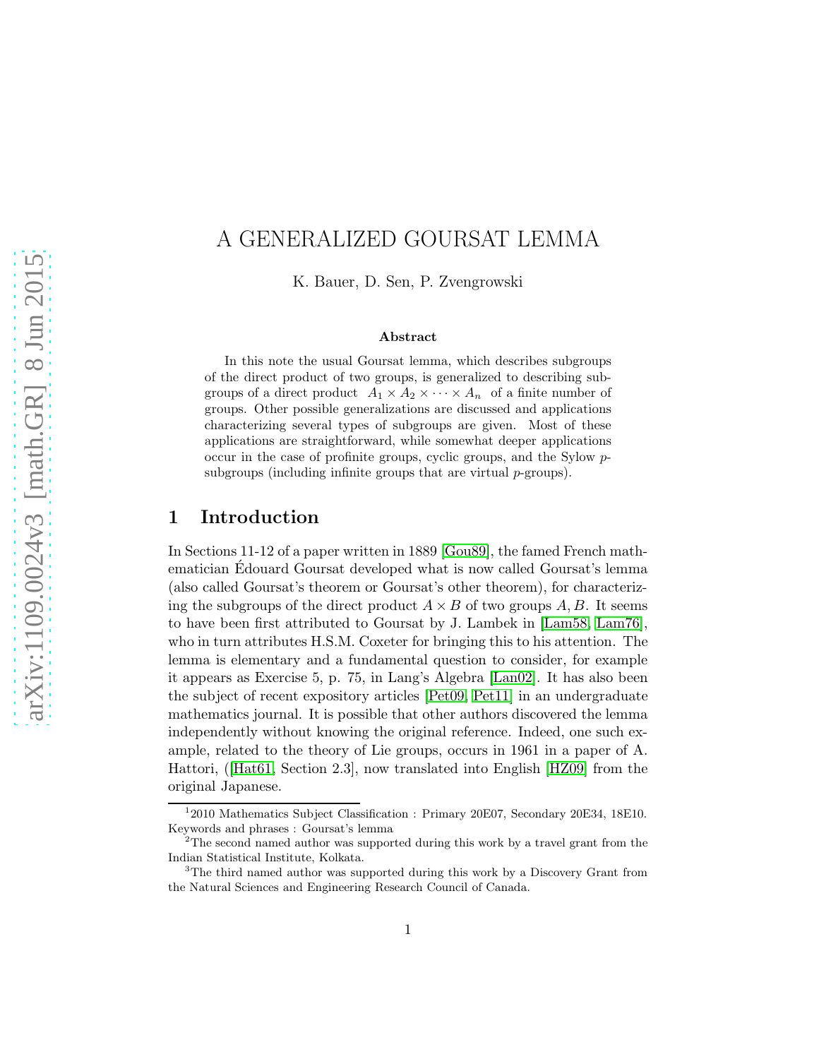# A GENERALIZED GOURSAT LEMMA

K. Bauer, D. Sen, P. Zvengrowski

### Abstract

In this note the usual Goursat lemma, which describes subgroups of the direct product of two groups, is generalized to describing subgroups of a direct product $A_1 \times A_2 \times \cdots \times A_n$ of a finite number of groups. Other possible generalizations are discussed and applications characterizing several types of subgroups are given. Most of these applications are straightforward, while somewhat deeper applications occur in the case of profinite groups, cyclic groups, and the Sylow $p$-subgroups (including infinite groups that are virtual $p$-groups).

## 1 Introduction

In Sections 11-12 of a paper written in 1889 [Gou89], the famed French mathematician Édouard Goursat developed what is now called Goursat's lemma (also called Goursat's theorem or Goursat's other theorem), for characterizing the subgroups of the direct product $A \times B$ of two groups $A, B$. It seems to have been first attributed to Goursat by J. Lambek in [Lam58, Lam76], who in turn attributes H.S.M. Coxeter for bringing this to his attention. The lemma is elementary and a fundamental question to consider, for example it appears as Exercise 5, p. 75, in Lang's Algebra [Lan02]. It has also been the subject of recent expository articles [Pet09, Pet11] in an undergraduate mathematics journal. It is possible that other authors discovered the lemma independently without knowing the original reference. Indeed, one such example, related to the theory of Lie groups, occurs in 1961 in a paper of A. Hattori, ([Hat61, Section 2.3], now translated into English [HZ09] from the original Japanese.

---

[1] 2010 Mathematics Subject Classification : Primary 20E07, Secondary 20E34, 18E10. Keywords and phrases : Goursat's lemma

[2] The second named author was supported during this work by a travel grant from the Indian Statistical Institute, Kolkata.

[3] The third named author was supported during this work by a Discovery Grant from the Natural Sciences and Engineering Research Council of Canada.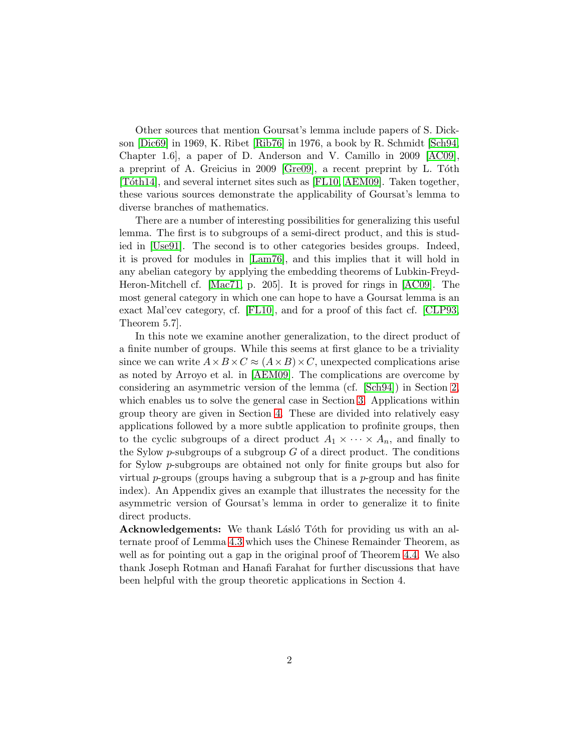Other sources that mention Goursat's lemma include papers of S. Dickson [Dic69] in 1969, K. Ribet [Rib76] in 1976, a book by R. Schmidt [Sch94, Chapter 1.6], a paper of D. Anderson and V. Camillo in 2009 [AC09], a preprint of A. Greicius in 2009 [Gre09], a recent preprint by L. Tóth [Tóth14], and several internet sites such as [FL10, AEM09]. Taken together, these various sources demonstrate the applicability of Goursat's lemma to diverse branches of mathematics.

There are a number of interesting possibilities for generalizing this useful lemma. The first is to subgroups of a semi-direct product, and this is studied in [Use91]. The second is to other categories besides groups. Indeed, it is proved for modules in [Lam76], and this implies that it will hold in any abelian category by applying the embedding theorems of Lubkin-Freyd-Heron-Mitchell cf. [Mac71, p. 205]. It is proved for rings in [AC09]. The most general category in which one can hope to have a Goursat lemma is an exact Mal'cev category, cf. [FL10], and for a proof of this fact cf. [CLP93, Theorem 5.7].

In this note we examine another generalization, to the direct product of a finite number of groups. While this seems at first glance to be a triviality since we can write $A \times B \times C \approx (A \times B) \times C$, unexpected complications arise as noted by Arroyo et al. in [AEM09]. The complications are overcome by considering an asymmetric version of the lemma (cf. [Sch94]) in Section 2, which enables us to solve the general case in Section 3. Applications within group theory are given in Section 4. These are divided into relatively easy applications followed by a more subtle application to profinite groups, then to the cyclic subgroups of a direct product $A_1 \times \cdots \times A_n$, and finally to the Sylow $p$-subgroups of a subgroup $G$ of a direct product. The conditions for Sylow $p$-subgroups are obtained not only for finite groups but also for virtual $p$-groups (groups having a subgroup that is a $p$-group and has finite index). An Appendix gives an example that illustrates the necessity for the asymmetric version of Goursat's lemma in order to generalize it to finite direct products.

**Acknowledgements:** We thank Lásló Tóth for providing us with an alternate proof of Lemma 4.3 which uses the Chinese Remainder Theorem, as well as for pointing out a gap in the original proof of Theorem 4.4. We also thank Joseph Rotman and Hanafi Farahat for further discussions that have been helpful with the group theoretic applications in Section 4.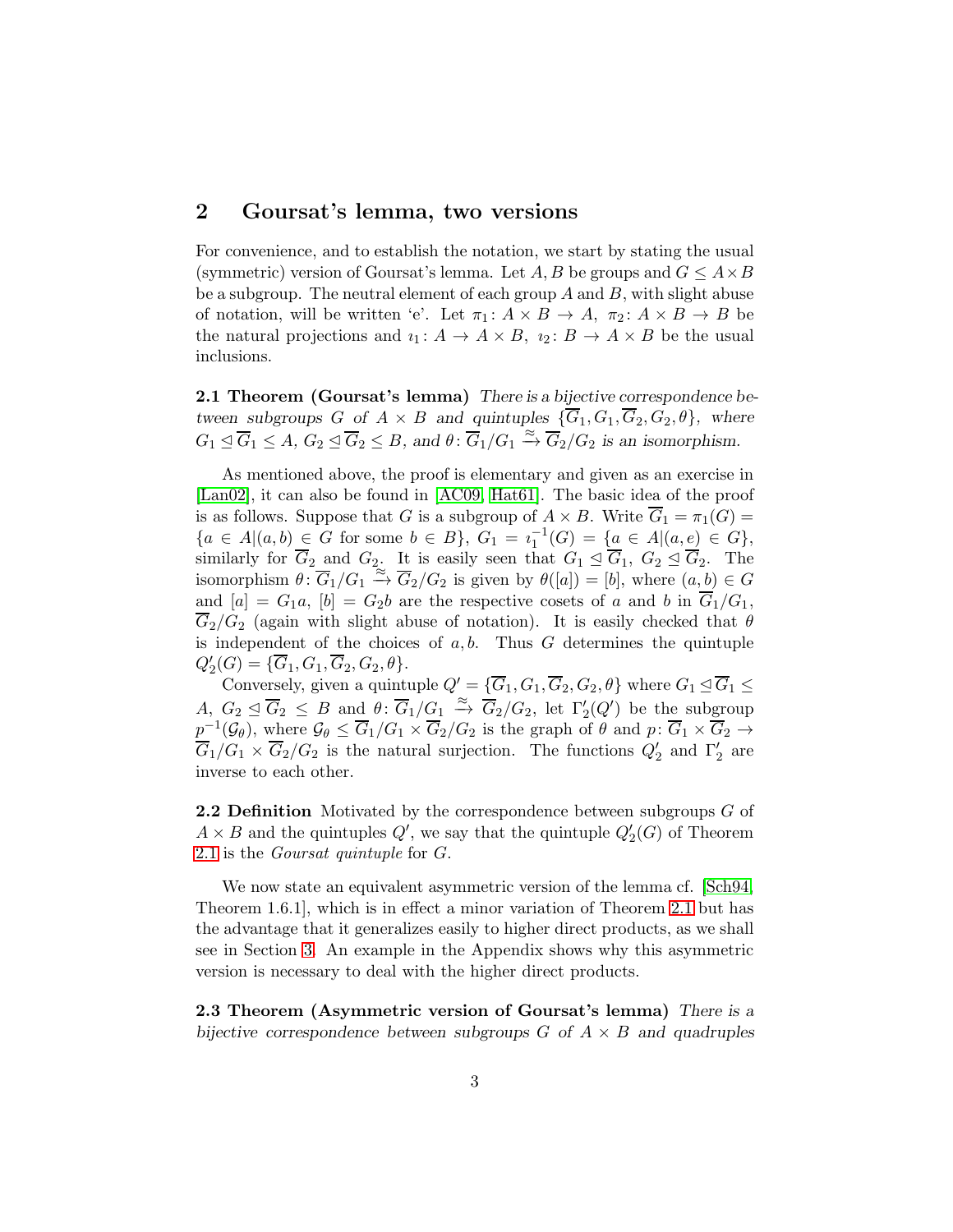## 2 Goursat's lemma, two versions

For convenience, and to establish the notation, we start by stating the usual (symmetric) version of Goursat's lemma. Let $A, B$ be groups and $G \leq A \times B$ be a subgroup. The neutral element of each group $A$ and $B$, with slight abuse of notation, will be written 'e'. Let $\pi_1 \colon A \times B \to A$, $\pi_2 \colon A \times B \to B$ be the natural projections and $\imath_1 \colon A \to A \times B$, $\imath_2 \colon B \to A \times B$ be the usual inclusions.

**2.1 Theorem (Goursat's lemma)** *There is a bijective correspondence between subgroups $G$ of $A \times B$ and quintuples $\{\overline{G}_1, G_1, \overline{G}_2, G_2, \theta\}$, where $G_1 \trianglelefteq \overline{G}_1 \leq A$, $G_2 \trianglelefteq \overline{G}_2 \leq B$, and $\theta \colon \overline{G}_1/G_1 \xrightarrow{\approx} \overline{G}_2/G_2$ is an isomorphism.*

As mentioned above, the proof is elementary and given as an exercise in [Lan02], it can also be found in [AC09, Hat61]. The basic idea of the proof is as follows. Suppose that $G$ is a subgroup of $A \times B$. Write $\overline{G}_1 = \pi_1(G) = \{a \in A | (a,b) \in G \text{ for some } b \in B\}$, $G_1 = \imath_1^{-1}(G) = \{a \in A | (a,e) \in G\}$, similarly for $\overline{G}_2$ and $G_2$. It is easily seen that $G_1 \trianglelefteq \overline{G}_1$, $G_2 \trianglelefteq \overline{G}_2$. The isomorphism $\theta \colon \overline{G}_1/G_1 \xrightarrow{\approx} \overline{G}_2/G_2$ is given by $\theta([a]) = [b]$, where $(a,b) \in G$ and $[a] = G_1 a$, $[b] = G_2 b$ are the respective cosets of $a$ and $b$ in $\overline{G}_1/G_1$, $\overline{G}_2/G_2$ (again with slight abuse of notation). It is easily checked that $\theta$ is independent of the choices of $a, b$. Thus $G$ determines the quintuple $Q_2'(G) = \{\overline{G}_1, G_1, \overline{G}_2, G_2, \theta\}$.

Conversely, given a quintuple $Q' = \{\overline{G}_1, G_1, \overline{G}_2, G_2, \theta\}$ where $G_1 \trianglelefteq \overline{G}_1 \leq A$, $G_2 \trianglelefteq \overline{G}_2 \leq B$ and $\theta \colon \overline{G}_1/G_1 \xrightarrow{\approx} \overline{G}_2/G_2$, let $\Gamma_2'(Q')$ be the subgroup $p^{-1}(\mathcal{G}_\theta)$, where $\mathcal{G}_\theta \leq \overline{G}_1/G_1 \times \overline{G}_2/G_2$ is the graph of $\theta$ and $p \colon \overline{G}_1 \times \overline{G}_2 \to \overline{G}_1/G_1 \times \overline{G}_2/G_2$ is the natural surjection. The functions $Q_2'$ and $\Gamma_2'$ are inverse to each other.

**2.2 Definition** Motivated by the correspondence between subgroups $G$ of $A \times B$ and the quintuples $Q'$, we say that the quintuple $Q_2'(G)$ of Theorem 2.1 is the *Goursat quintuple* for $G$.

We now state an equivalent asymmetric version of the lemma cf. [Sch94, Theorem 1.6.1], which is in effect a minor variation of Theorem 2.1 but has the advantage that it generalizes easily to higher direct products, as we shall see in Section 3. An example in the Appendix shows why this asymmetric version is necessary to deal with the higher direct products.

**2.3 Theorem (Asymmetric version of Goursat's lemma)** *There is a bijective correspondence between subgroups $G$ of $A \times B$ and quadruples*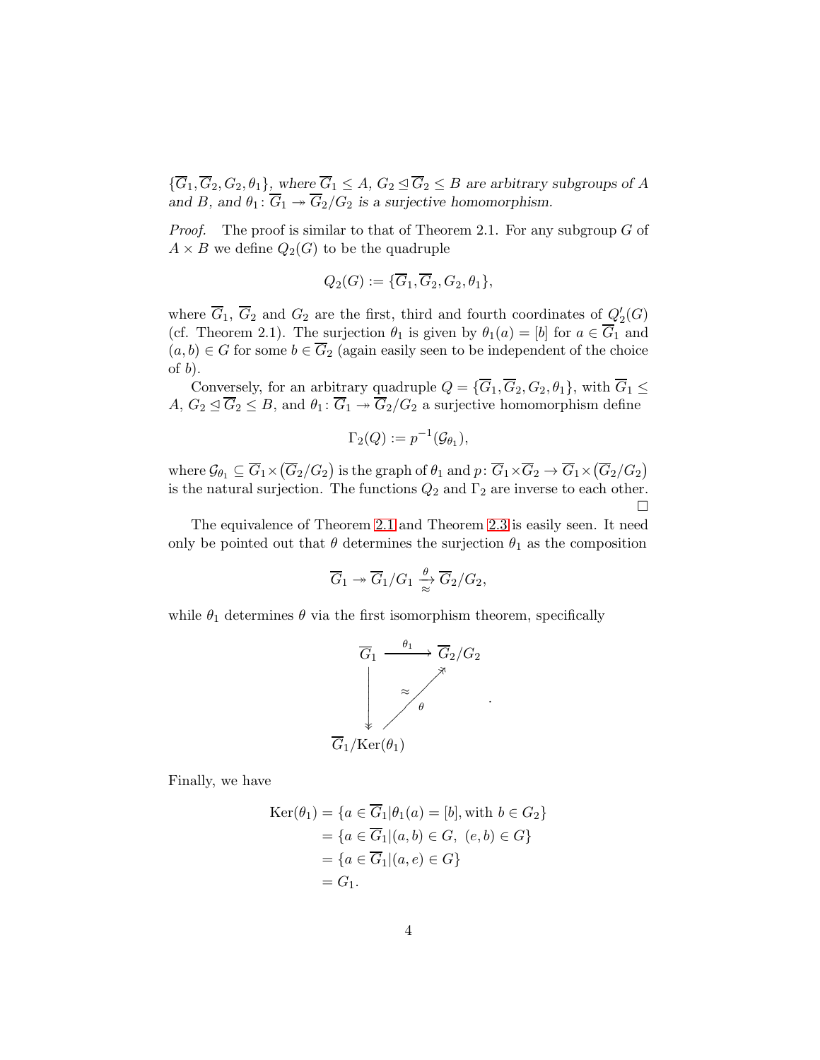*$\{\overline{G}_1, \overline{G}_2, G_2, \theta_1\}$, where $\overline{G}_1 \leq A$, $G_2 \trianglelefteq \overline{G}_2 \leq B$ are arbitrary subgroups of $A$ and $B$, and $\theta_1 \colon \overline{G}_1 \twoheadrightarrow \overline{G}_2/G_2$ is a surjective homomorphism.*

*Proof.* The proof is similar to that of Theorem 2.1. For any subgroup $G$ of $A \times B$ we define $Q_2(G)$ to be the quadruple

$$Q_2(G) := \{\overline{G}_1, \overline{G}_2, G_2, \theta_1\},$$

where $\overline{G}_1$, $\overline{G}_2$ and $G_2$ are the first, third and fourth coordinates of $Q_2'(G)$ (cf. Theorem 2.1). The surjection $\theta_1$ is given by $\theta_1(a) = [b]$ for $a \in \overline{G}_1$ and $(a, b) \in G$ for some $b \in \overline{G}_2$ (again easily seen to be independent of the choice of $b$).

Conversely, for an arbitrary quadruple $Q = \{\overline{G}_1, \overline{G}_2, G_2, \theta_1\}$, with $\overline{G}_1 \leq A$, $G_2 \trianglelefteq \overline{G}_2 \leq B$, and $\theta_1 \colon \overline{G}_1 \twoheadrightarrow \overline{G}_2/G_2$ a surjective homomorphism define

$$\Gamma_2(Q) := p^{-1}(\mathcal{G}_{\theta_1}),$$

where $\mathcal{G}_{\theta_1} \subseteq \overline{G}_1 \times \big(\overline{G}_2/G_2\big)$ is the graph of $\theta_1$ and $p \colon \overline{G}_1 \times \overline{G}_2 \to \overline{G}_1 \times \big(\overline{G}_2/G_2\big)$ is the natural surjection. The functions $Q_2$ and $\Gamma_2$ are inverse to each other. $\square$

The equivalence of Theorem 2.1 and Theorem 2.3 is easily seen. It need only be pointed out that $\theta$ determines the surjection $\theta_1$ as the composition

$$\overline{G}_1 \twoheadrightarrow \overline{G}_1/G_1 \xrightarrow[\approx]{\theta} \overline{G}_2/G_2,$$

while $\theta_1$ determines $\theta$ via the first isomorphism theorem, specifically

$$\begin{array}{ccc} \overline{G}_1 & \xrightarrow{\theta_1} & \overline{G}_2/G_2 \\ \big\downarrow & \nearrow_{\theta}^{\approx} & \\ \overline{G}_1/\mathrm{Ker}(\theta_1) & & \end{array}.$$

Finally, we have

$$\begin{aligned} \mathrm{Ker}(\theta_1) &= \{a \in \overline{G}_1 | \theta_1(a) = [b], \text{with } b \in G_2\} \\ &= \{a \in \overline{G}_1 | (a, b) \in G,\ (e, b) \in G\} \\ &= \{a \in \overline{G}_1 | (a, e) \in G\} \\ &= G_1. \end{aligned}$$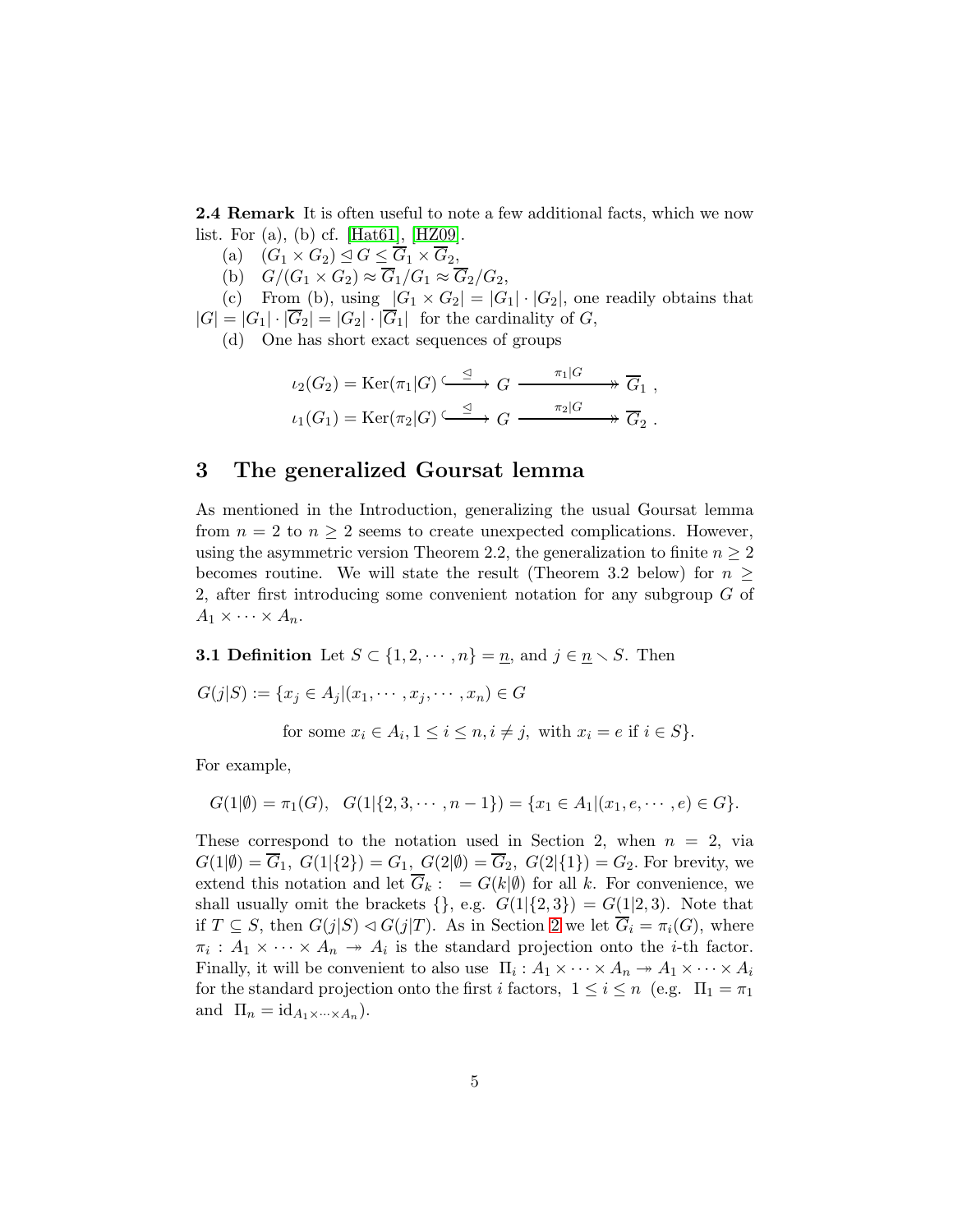**2.4 Remark** It is often useful to note a few additional facts, which we now list. For (a), (b) cf. [Hat61], [HZ09].

(a) $(G_1 \times G_2) \trianglelefteq G \leq \overline{G}_1 \times \overline{G}_2$,

(b) $G/(G_1 \times G_2) \approx \overline{G}_1/G_1 \approx \overline{G}_2/G_2$,

(c) From (b), using $|G_1 \times G_2| = |G_1| \cdot |G_2|$, one readily obtains that $|G| = |G_1| \cdot |\overline{G}_2| = |G_2| \cdot |\overline{G}_1|$ for the cardinality of $G$,

(d) One has short exact sequences of groups

$$\iota_2(G_2) = \mathrm{Ker}(\pi_1|G) \overset{\trianglelefteq}{\hookrightarrow} G \xrightarrow{\pi_1|G} \overline{G}_1 \ ,$$
$$\iota_1(G_1) = \mathrm{Ker}(\pi_2|G) \overset{\trianglelefteq}{\hookrightarrow} G \xrightarrow{\pi_2|G} \overline{G}_2 \ .$$

# 3 The generalized Goursat lemma

As mentioned in the Introduction, generalizing the usual Goursat lemma from $n = 2$ to $n \geq 2$ seems to create unexpected complications. However, using the asymmetric version Theorem 2.2, the generalization to finite $n \geq 2$ becomes routine. We will state the result (Theorem 3.2 below) for $n \geq 2$, after first introducing some convenient notation for any subgroup $G$ of $A_1 \times \cdots \times A_n$.

**3.1 Definition** Let $S \subset \{1, 2, \cdots, n\} = \underline{n}$, and $j \in \underline{n} \setminus S$. Then

$$G(j|S) := \{x_j \in A_j | (x_1, \cdots, x_j, \cdots, x_n) \in G$$
$$\text{for some } x_i \in A_i, 1 \leq i \leq n, i \neq j, \text{ with } x_i = e \text{ if } i \in S\}.$$

For example,

$$G(1|\emptyset) = \pi_1(G), \quad G(1|\{2, 3, \cdots, n-1\}) = \{x_1 \in A_1 | (x_1, e, \cdots, e) \in G\}.$$

These correspond to the notation used in Section 2, when $n = 2$, via $G(1|\emptyset) = \overline{G}_1,\ G(1|\{2\}) = G_1,\ G(2|\emptyset) = \overline{G}_2,\ G(2|\{1\}) = G_2$. For brevity, we extend this notation and let $\overline{G}_k := G(k|\emptyset)$ for all $k$. For convenience, we shall usually omit the brackets $\{\}$, e.g. $G(1|\{2, 3\}) = G(1|2, 3)$. Note that if $T \subseteq S$, then $G(j|S) \lhd G(j|T)$. As in Section 2 we let $\overline{G}_i = \pi_i(G)$, where $\pi_i : A_1 \times \cdots \times A_n \twoheadrightarrow A_i$ is the standard projection onto the $i$-th factor. Finally, it will be convenient to also use $\Pi_i : A_1 \times \cdots \times A_n \twoheadrightarrow A_1 \times \cdots \times A_i$ for the standard projection onto the first $i$ factors, $1 \leq i \leq n$ (e.g. $\Pi_1 = \pi_1$ and $\Pi_n = \mathrm{id}_{A_1 \times \cdots \times A_n}$).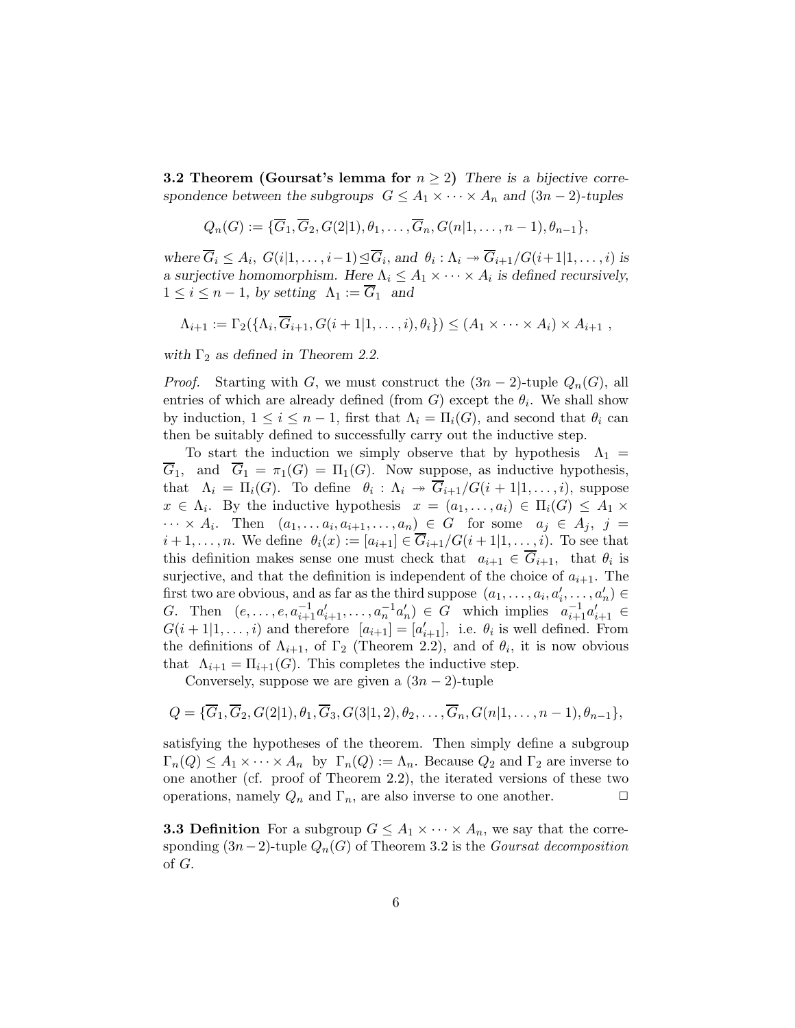**3.2 Theorem (Goursat's lemma for $n \geq 2$)** *There is a bijective correspondence between the subgroups $G \leq A_1 \times \cdots \times A_n$ and $(3n-2)$-tuples*

$$Q_n(G) := \{\overline{G}_1, \overline{G}_2, G(2|1), \theta_1, \ldots, \overline{G}_n, G(n|1, \ldots, n-1), \theta_{n-1}\},$$

*where $\overline{G}_i \leq A_i$, $G(i|1, \ldots, i-1) \trianglelefteq \overline{G}_i$, and $\theta_i : \Lambda_i \twoheadrightarrow \overline{G}_{i+1}/G(i+1|1, \ldots, i)$ is a surjective homomorphism. Here $\Lambda_i \leq A_1 \times \cdots \times A_i$ is defined recursively, $1 \leq i \leq n-1$, by setting $\Lambda_1 := \overline{G}_1$ and*

$$\Lambda_{i+1} := \Gamma_2(\{\Lambda_i, \overline{G}_{i+1}, G(i+1|1, \ldots, i), \theta_i\}) \leq (A_1 \times \cdots \times A_i) \times A_{i+1},$$

*with $\Gamma_2$ as defined in Theorem 2.2.*

*Proof.* Starting with $G$, we must construct the $(3n-2)$-tuple $Q_n(G)$, all entries of which are already defined (from $G$) except the $\theta_i$. We shall show by induction, $1 \leq i \leq n-1$, first that $\Lambda_i = \Pi_i(G)$, and second that $\theta_i$ can then be suitably defined to successfully carry out the inductive step.

To start the induction we simply observe that by hypothesis $\Lambda_1 = \overline{G}_1$, and $\overline{G}_1 = \pi_1(G) = \Pi_1(G)$. Now suppose, as inductive hypothesis, that $\Lambda_i = \Pi_i(G)$. To define $\theta_i : \Lambda_i \twoheadrightarrow \overline{G}_{i+1}/G(i+1|1, \ldots, i)$, suppose $x \in \Lambda_i$. By the inductive hypothesis $x = (a_1, \ldots, a_i) \in \Pi_i(G) \leq A_1 \times \cdots \times A_i$. Then $(a_1, \ldots a_i, a_{i+1}, \ldots, a_n) \in G$ for some $a_j \in A_j$, $j = i+1, \ldots, n$. We define $\theta_i(x) := [a_{i+1}] \in \overline{G}_{i+1}/G(i+1|1, \ldots, i)$. To see that this definition makes sense one must check that $a_{i+1} \in \overline{G}_{i+1}$, that $\theta_i$ is surjective, and that the definition is independent of the choice of $a_{i+1}$. The first two are obvious, and as far as the third suppose $(a_1, \ldots, a_i, a'_i, \ldots, a'_n) \in G$. Then $(e, \ldots, e, a_{i+1}^{-1}a'_{i+1}, \ldots, a_n^{-1}a'_n) \in G$ which implies $a_{i+1}^{-1}a'_{i+1} \in G(i+1|1, \ldots, i)$ and therefore $[a_{i+1}] = [a'_{i+1}]$, i.e. $\theta_i$ is well defined. From the definitions of $\Lambda_{i+1}$, of $\Gamma_2$ (Theorem 2.2), and of $\theta_i$, it is now obvious that $\Lambda_{i+1} = \Pi_{i+1}(G)$. This completes the inductive step.

Conversely, suppose we are given a $(3n-2)$-tuple

$$Q = \{\overline{G}_1, \overline{G}_2, G(2|1), \theta_1, \overline{G}_3, G(3|1,2), \theta_2, \ldots, \overline{G}_n, G(n|1, \ldots, n-1), \theta_{n-1}\},$$

satisfying the hypotheses of the theorem. Then simply define a subgroup $\Gamma_n(Q) \leq A_1 \times \cdots \times A_n$ by $\Gamma_n(Q) := \Lambda_n$. Because $Q_2$ and $\Gamma_2$ are inverse to one another (cf. proof of Theorem 2.2), the iterated versions of these two operations, namely $Q_n$ and $\Gamma_n$, are also inverse to one another. $\square$

**3.3 Definition** For a subgroup $G \leq A_1 \times \cdots \times A_n$, we say that the corresponding $(3n-2)$-tuple $Q_n(G)$ of Theorem 3.2 is the *Goursat decomposition* of $G$.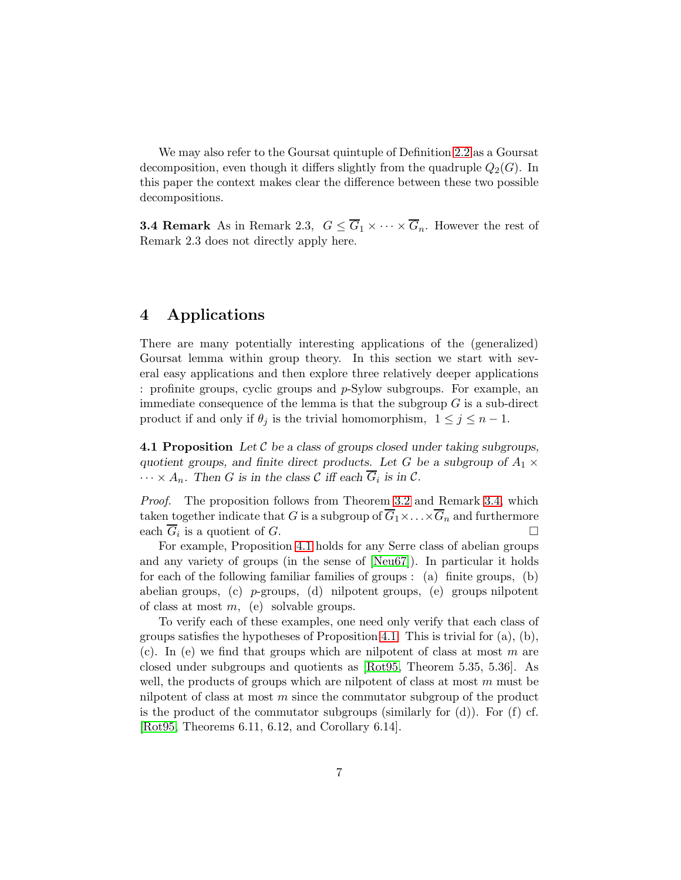We may also refer to the Goursat quintuple of Definition 2.2 as a Goursat decomposition, even though it differs slightly from the quadruple $Q_2(G)$. In this paper the context makes clear the difference between these two possible decompositions.

**3.4 Remark** As in Remark 2.3, $G \leq \overline{G}_1 \times \cdots \times \overline{G}_n$. However the rest of Remark 2.3 does not directly apply here.

## 4 Applications

There are many potentially interesting applications of the (generalized) Goursat lemma within group theory. In this section we start with several easy applications and then explore three relatively deeper applications : profinite groups, cyclic groups and $p$-Sylow subgroups. For example, an immediate consequence of the lemma is that the subgroup $G$ is a sub-direct product if and only if $\theta_j$ is the trivial homomorphism, $1 \leq j \leq n-1$.

**4.1 Proposition** *Let $\mathcal{C}$ be a class of groups closed under taking subgroups, quotient groups, and finite direct products. Let $G$ be a subgroup of $A_1 \times \cdots \times A_n$. Then $G$ is in the class $\mathcal{C}$ iff each $\overline{G}_i$ is in $\mathcal{C}$.*

*Proof.* The proposition follows from Theorem 3.2 and Remark 3.4, which taken together indicate that $G$ is a subgroup of $\overline{G}_1 \times \ldots \times \overline{G}_n$ and furthermore each $\overline{G}_i$ is a quotient of $G$. □

For example, Proposition 4.1 holds for any Serre class of abelian groups and any variety of groups (in the sense of [Neu67]). In particular it holds for each of the following familiar families of groups : (a) finite groups, (b) abelian groups, (c) $p$-groups, (d) nilpotent groups, (e) groups nilpotent of class at most $m$, (e) solvable groups.

To verify each of these examples, one need only verify that each class of groups satisfies the hypotheses of Proposition 4.1. This is trivial for (a), (b), (c). In (e) we find that groups which are nilpotent of class at most $m$ are closed under subgroups and quotients as [Rot95, Theorem 5.35, 5.36]. As well, the products of groups which are nilpotent of class at most $m$ must be nilpotent of class at most $m$ since the commutator subgroup of the product is the product of the commutator subgroups (similarly for (d)). For (f) cf. [Rot95, Theorems 6.11, 6.12, and Corollary 6.14].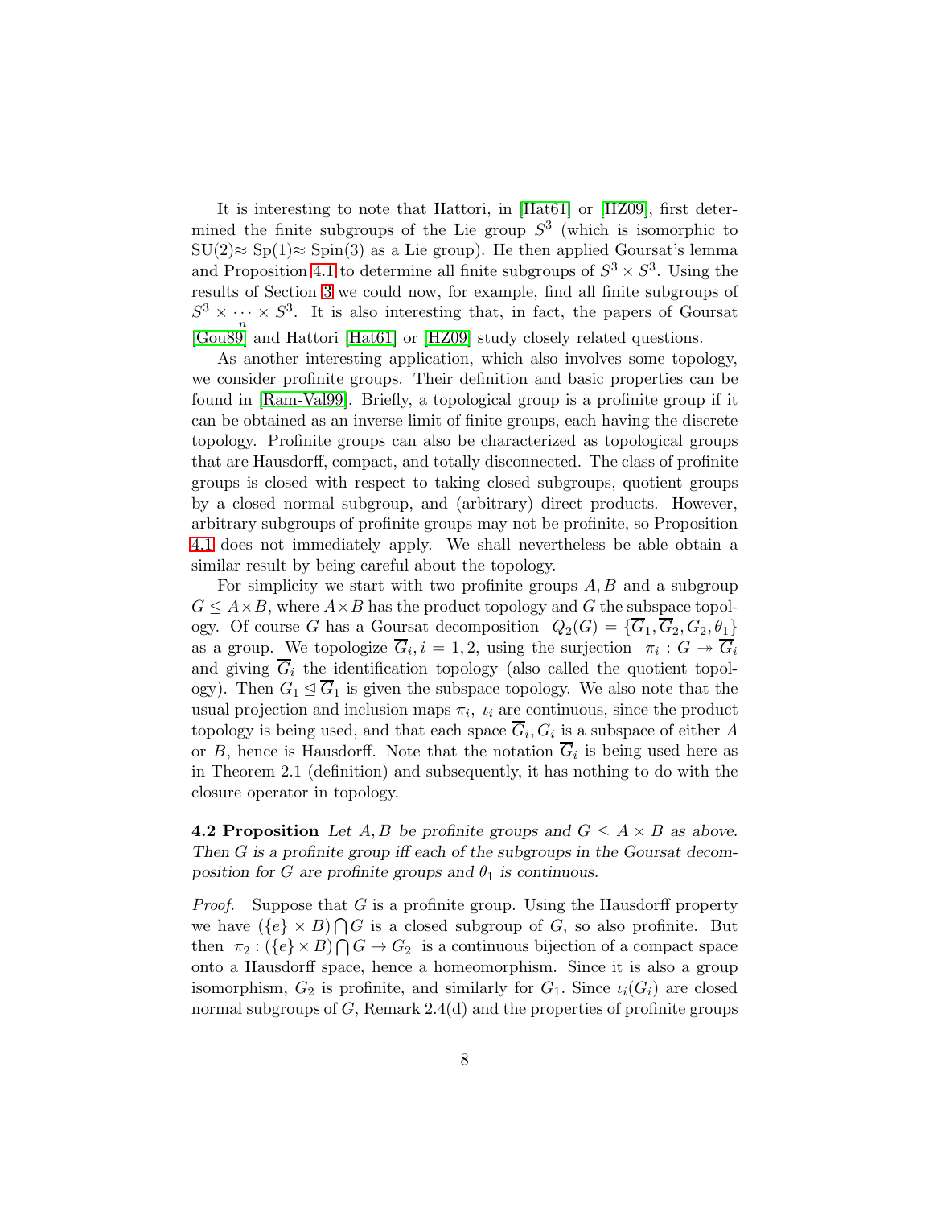It is interesting to note that Hattori, in [Hat61] or [HZ09], first determined the finite subgroups of the Lie group $S^3$ (which is isomorphic to SU(2)$\approx$ Sp(1)$\approx$ Spin(3) as a Lie group). He then applied Goursat's lemma and Proposition 4.1 to determine all finite subgroups of $S^3 \times S^3$. Using the results of Section 3 we could now, for example, find all finite subgroups of $S^3 \times \overset{n}{\cdots} \times S^3$. It is also interesting that, in fact, the papers of Goursat [Gou89] and Hattori [Hat61] or [HZ09] study closely related questions.

As another interesting application, which also involves some topology, we consider profinite groups. Their definition and basic properties can be found in [Ram-Val99]. Briefly, a topological group is a profinite group if it can be obtained as an inverse limit of finite groups, each having the discrete topology. Profinite groups can also be characterized as topological groups that are Hausdorff, compact, and totally disconnected. The class of profinite groups is closed with respect to taking closed subgroups, quotient groups by a closed normal subgroup, and (arbitrary) direct products. However, arbitrary subgroups of profinite groups may not be profinite, so Proposition 4.1 does not immediately apply. We shall nevertheless be able obtain a similar result by being careful about the topology.

For simplicity we start with two profinite groups $A, B$ and a subgroup $G \leq A \times B$, where $A \times B$ has the product topology and $G$ the subspace topology. Of course $G$ has a Goursat decomposition $Q_2(G) = \{\overline{G}_1, \overline{G}_2, G_2, \theta_1\}$ as a group. We topologize $\overline{G}_i, i = 1, 2$, using the surjection $\pi_i : G \twoheadrightarrow \overline{G}_i$ and giving $\overline{G}_i$ the identification topology (also called the quotient topology). Then $G_1 \trianglelefteq \overline{G}_1$ is given the subspace topology. We also note that the usual projection and inclusion maps $\pi_i,\ \iota_i$ are continuous, since the product topology is being used, and that each space $\overline{G}_i, G_i$ is a subspace of either $A$ or $B$, hence is Hausdorff. Note that the notation $\overline{G}_i$ is being used here as in Theorem 2.1 (definition) and subsequently, it has nothing to do with the closure operator in topology.

**4.2 Proposition** *Let $A, B$ be profinite groups and $G \leq A \times B$ as above. Then $G$ is a profinite group iff each of the subgroups in the Goursat decomposition for $G$ are profinite groups and $\theta_1$ is continuous.*

*Proof.* Suppose that $G$ is a profinite group. Using the Hausdorff property we have $(\{e\} \times B) \bigcap G$ is a closed subgroup of $G$, so also profinite. But then $\pi_2 : (\{e\} \times B) \bigcap G \to G_2$ is a continuous bijection of a compact space onto a Hausdorff space, hence a homeomorphism. Since it is also a group isomorphism, $G_2$ is profinite, and similarly for $G_1$. Since $\iota_i(G_i)$ are closed normal subgroups of $G$, Remark 2.4(d) and the properties of profinite groups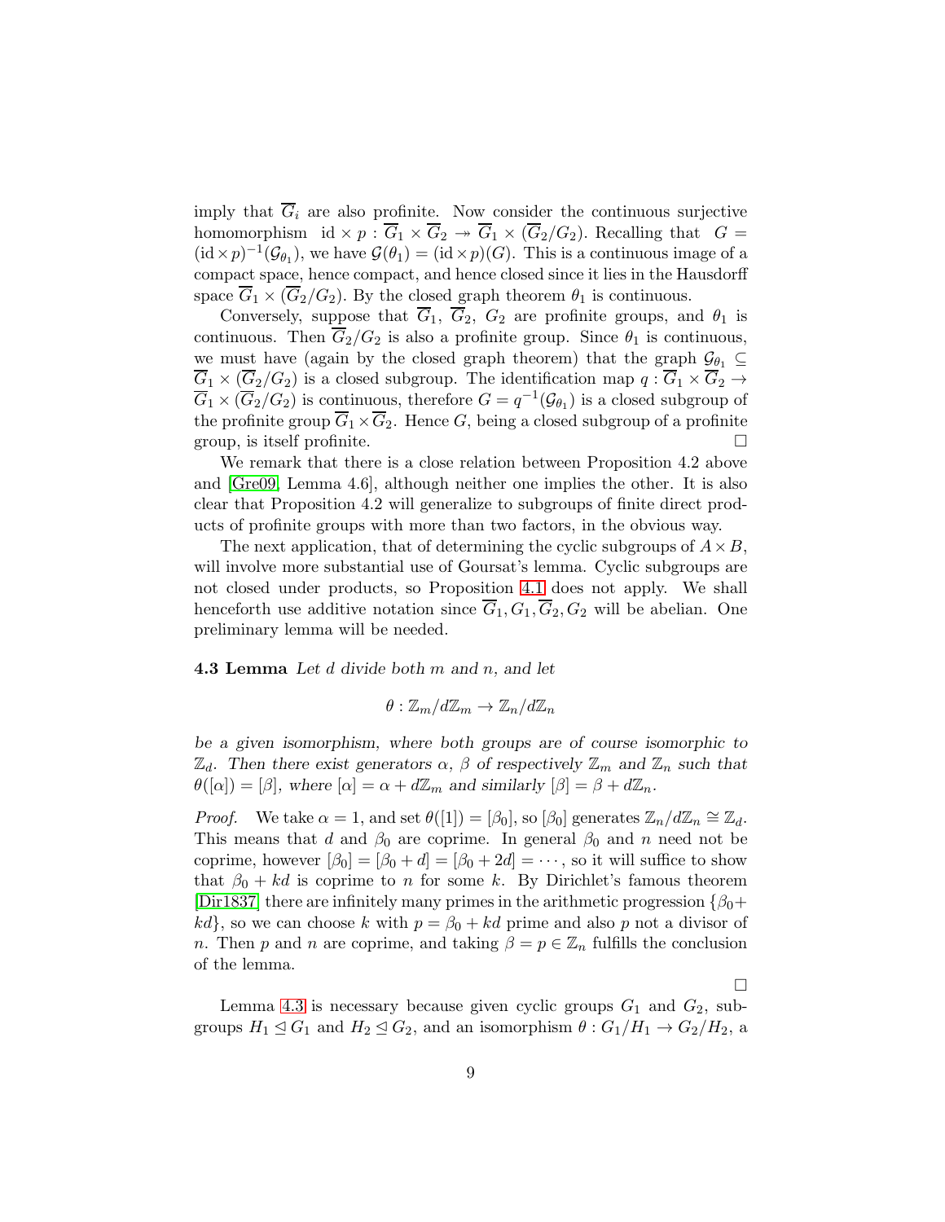imply that $\overline{G}_i$ are also profinite. Now consider the continuous surjective homomorphism $\mathrm{id} \times p : \overline{G}_1 \times \overline{G}_2 \twoheadrightarrow \overline{G}_1 \times (\overline{G}_2/G_2)$. Recalling that $G = (\mathrm{id} \times p)^{-1}(\mathcal{G}_{\theta_1})$, we have $\mathcal{G}(\theta_1) = (\mathrm{id} \times p)(G)$. This is a continuous image of a compact space, hence compact, and hence closed since it lies in the Hausdorff space $\overline{G}_1 \times (\overline{G}_2/G_2)$. By the closed graph theorem $\theta_1$ is continuous.

Conversely, suppose that $\overline{G}_1$, $\overline{G}_2$, $G_2$ are profinite groups, and $\theta_1$ is continuous. Then $\overline{G}_2/G_2$ is also a profinite group. Since $\theta_1$ is continuous, we must have (again by the closed graph theorem) that the graph $\mathcal{G}_{\theta_1} \subseteq \overline{G}_1 \times (\overline{G}_2/G_2)$ is a closed subgroup. The identification map $q : \overline{G}_1 \times \overline{G}_2 \to \overline{G}_1 \times (\overline{G}_2/G_2)$ is continuous, therefore $G = q^{-1}(\mathcal{G}_{\theta_1})$ is a closed subgroup of the profinite group $\overline{G}_1 \times \overline{G}_2$. Hence $G$, being a closed subgroup of a profinite group, is itself profinite. □

We remark that there is a close relation between Proposition 4.2 above and [Gre09, Lemma 4.6], although neither one implies the other. It is also clear that Proposition 4.2 will generalize to subgroups of finite direct products of profinite groups with more than two factors, in the obvious way.

The next application, that of determining the cyclic subgroups of $A \times B$, will involve more substantial use of Goursat's lemma. Cyclic subgroups are not closed under products, so Proposition 4.1 does not apply. We shall henceforth use additive notation since $\overline{G}_1, G_1, \overline{G}_2, G_2$ will be abelian. One preliminary lemma will be needed.

**4.3 Lemma** *Let $d$ divide both $m$ and $n$, and let*

$$\theta : \mathbb{Z}_m/d\mathbb{Z}_m \to \mathbb{Z}_n/d\mathbb{Z}_n$$

*be a given isomorphism, where both groups are of course isomorphic to $\mathbb{Z}_d$. Then there exist generators $\alpha$, $\beta$ of respectively $\mathbb{Z}_m$ and $\mathbb{Z}_n$ such that $\theta([\alpha]) = [\beta]$, where $[\alpha] = \alpha + d\mathbb{Z}_m$ and similarly $[\beta] = \beta + d\mathbb{Z}_n$.*

*Proof.* We take $\alpha = 1$, and set $\theta([1]) = [\beta_0]$, so $[\beta_0]$ generates $\mathbb{Z}_n/d\mathbb{Z}_n \cong \mathbb{Z}_d$. This means that $d$ and $\beta_0$ are coprime. In general $\beta_0$ and $n$ need not be coprime, however $[\beta_0] = [\beta_0 + d] = [\beta_0 + 2d] = \cdots$, so it will suffice to show that $\beta_0 + kd$ is coprime to $n$ for some $k$. By Dirichlet's famous theorem [Dir1837] there are infinitely many primes in the arithmetic progression $\{\beta_0 + kd\}$, so we can choose $k$ with $p = \beta_0 + kd$ prime and also $p$ not a divisor of $n$. Then $p$ and $n$ are coprime, and taking $\beta = p \in \mathbb{Z}_n$ fulfills the conclusion of the lemma.

□

Lemma 4.3 is necessary because given cyclic groups $G_1$ and $G_2$, subgroups $H_1 \trianglelefteq G_1$ and $H_2 \trianglelefteq G_2$, and an isomorphism $\theta : G_1/H_1 \to G_2/H_2$, a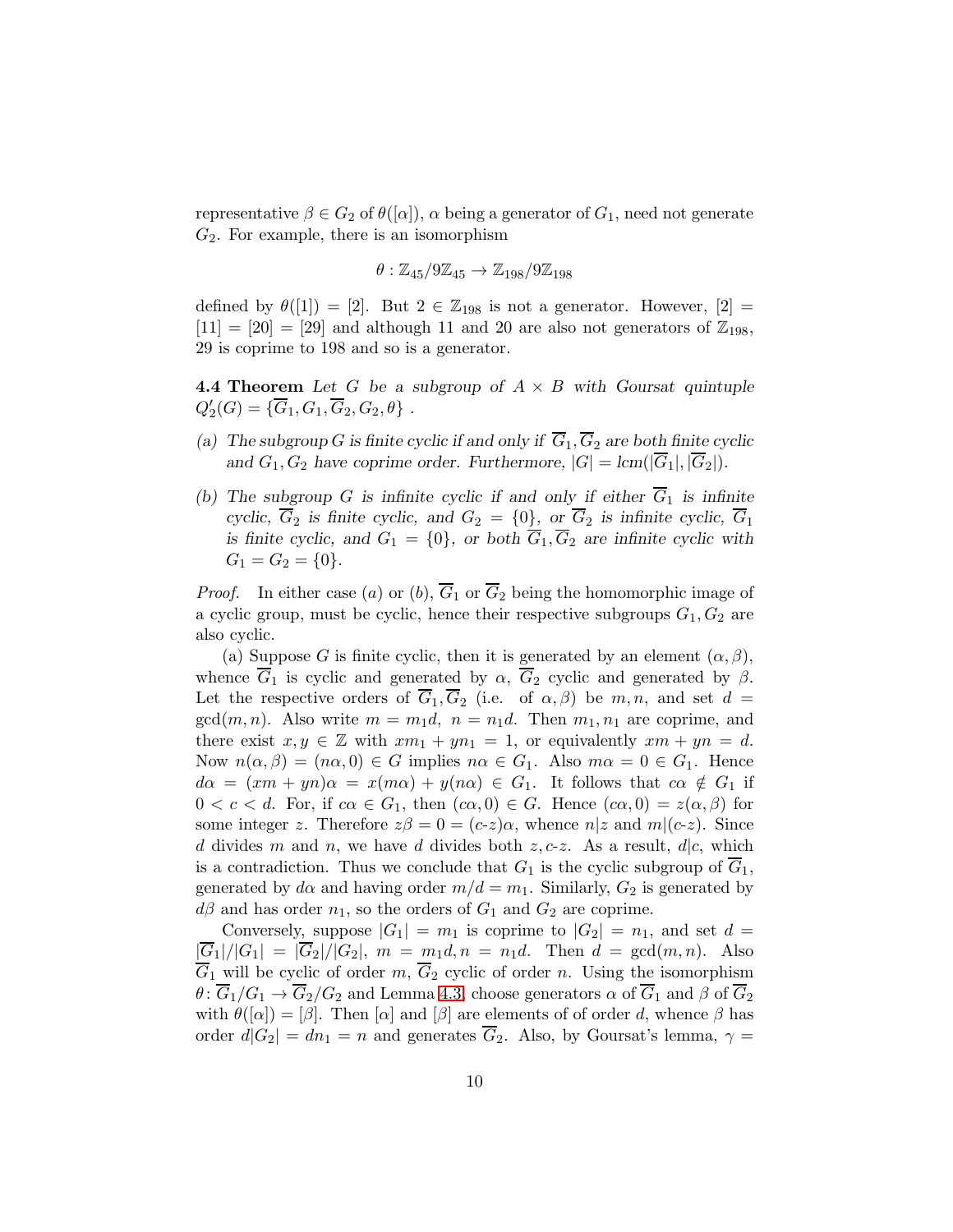representative $\beta \in G_2$ of $\theta([\alpha])$, $\alpha$ being a generator of $G_1$, need not generate $G_2$. For example, there is an isomorphism

$$\theta : \mathbb{Z}_{45}/9\mathbb{Z}_{45} \to \mathbb{Z}_{198}/9\mathbb{Z}_{198}$$

defined by $\theta([1]) = [2]$. But $2 \in \mathbb{Z}_{198}$ is not a generator. However, $[2] = [11] = [20] = [29]$ and although 11 and 20 are also not generators of $\mathbb{Z}_{198}$, 29 is coprime to 198 and so is a generator.

**4.4 Theorem** *Let $G$ be a subgroup of $A \times B$ with Goursat quintuple $Q_2'(G) = \{\overline{G}_1, G_1, \overline{G}_2, G_2, \theta\}$ .*

*(a) The subgroup $G$ is finite cyclic if and only if $\overline{G}_1, \overline{G}_2$ are both finite cyclic and $G_1, G_2$ have coprime order. Furthermore, $|G| = \mathrm{lcm}(|\overline{G}_1|, |\overline{G}_2|)$.*

*(b) The subgroup $G$ is infinite cyclic if and only if either $\overline{G}_1$ is infinite cyclic, $\overline{G}_2$ is finite cyclic, and $G_2 = \{0\}$, or $\overline{G}_2$ is infinite cyclic, $\overline{G}_1$ is finite cyclic, and $G_1 = \{0\}$, or both $\overline{G}_1, \overline{G}_2$ are infinite cyclic with $G_1 = G_2 = \{0\}$.*

*Proof.* In either case $(a)$ or $(b)$, $\overline{G}_1$ or $\overline{G}_2$ being the homomorphic image of a cyclic group, must be cyclic, hence their respective subgroups $G_1, G_2$ are also cyclic.

(a) Suppose $G$ is finite cyclic, then it is generated by an element $(\alpha, \beta)$, whence $\overline{G}_1$ is cyclic and generated by $\alpha$, $\overline{G}_2$ cyclic and generated by $\beta$. Let the respective orders of $\overline{G}_1, \overline{G}_2$ (i.e. of $\alpha, \beta$) be $m, n$, and set $d = \gcd(m, n)$. Also write $m = m_1 d$, $n = n_1 d$. Then $m_1, n_1$ are coprime, and there exist $x, y \in \mathbb{Z}$ with $xm_1 + yn_1 = 1$, or equivalently $xm + yn = d$. Now $n(\alpha, \beta) = (n\alpha, 0) \in G$ implies $n\alpha \in G_1$. Also $m\alpha = 0 \in G_1$. Hence $d\alpha = (xm + yn)\alpha = x(m\alpha) + y(n\alpha) \in G_1$. It follows that $c\alpha \notin G_1$ if $0 < c < d$. For, if $c\alpha \in G_1$, then $(c\alpha, 0) \in G$. Hence $(c\alpha, 0) = z(\alpha, \beta)$ for some integer $z$. Therefore $z\beta = 0 = (c\text{-}z)\alpha$, whence $n|z$ and $m|(c\text{-}z)$. Since $d$ divides $m$ and $n$, we have $d$ divides both $z, c\text{-}z$. As a result, $d|c$, which is a contradiction. Thus we conclude that $G_1$ is the cyclic subgroup of $\overline{G}_1$, generated by $d\alpha$ and having order $m/d = m_1$. Similarly, $G_2$ is generated by $d\beta$ and has order $n_1$, so the orders of $G_1$ and $G_2$ are coprime.

Conversely, suppose $|G_1| = m_1$ is coprime to $|G_2| = n_1$, and set $d = |\overline{G}_1|/|G_1| = |\overline{G}_2|/|G_2|$, $m = m_1 d, n = n_1 d$. Then $d = \gcd(m, n)$. Also $\overline{G}_1$ will be cyclic of order $m$, $\overline{G}_2$ cyclic of order $n$. Using the isomorphism $\theta \colon \overline{G}_1/G_1 \to \overline{G}_2/G_2$ and Lemma 4.3, choose generators $\alpha$ of $\overline{G}_1$ and $\beta$ of $\overline{G}_2$ with $\theta([\alpha]) = [\beta]$. Then $[\alpha]$ and $[\beta]$ are elements of of order $d$, whence $\beta$ has order $d|G_2| = dn_1 = n$ and generates $\overline{G}_2$. Also, by Goursat's lemma, $\gamma =$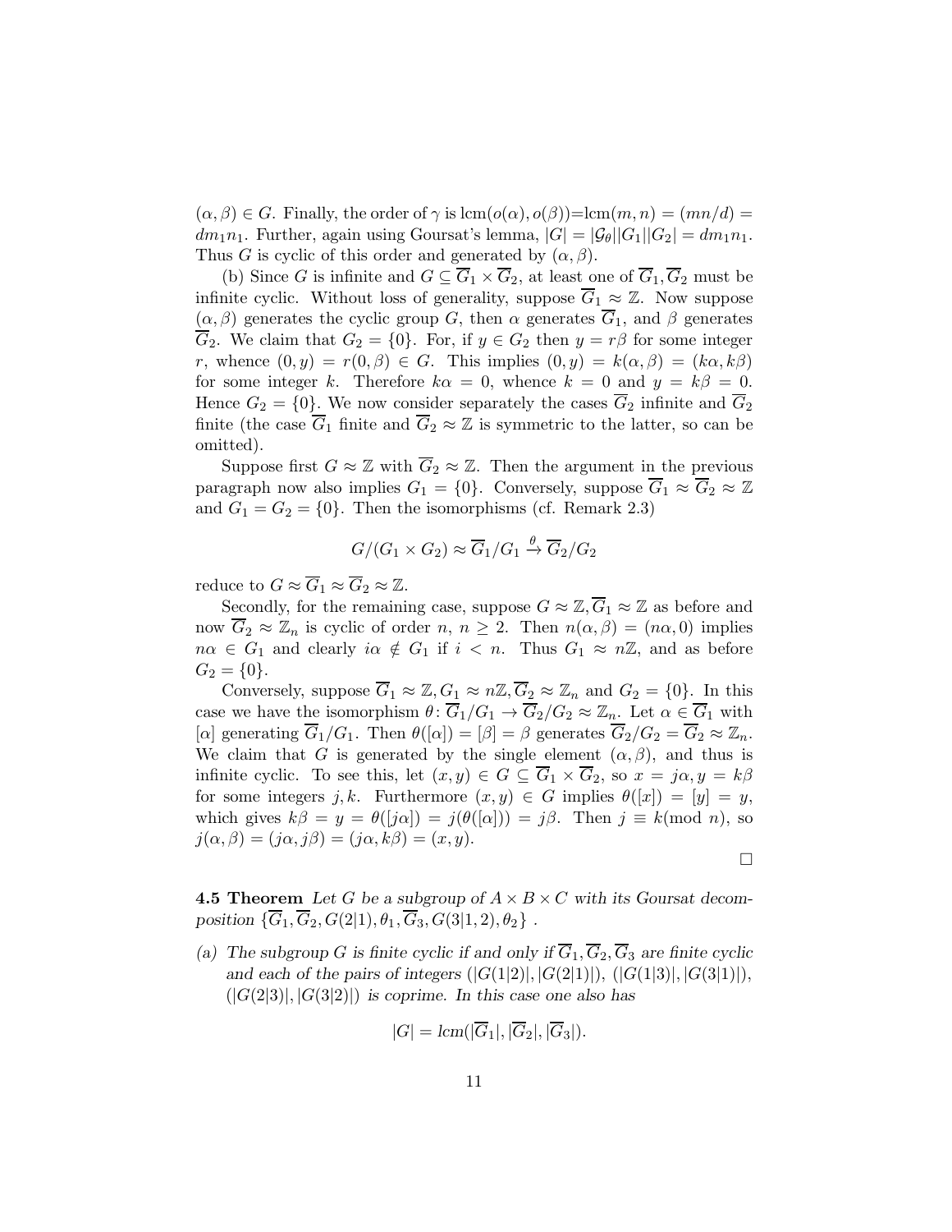$(\alpha, \beta) \in G$. Finally, the order of $\gamma$ is $\mathrm{lcm}(o(\alpha), o(\beta))$=$\mathrm{lcm}(m, n) = (mn/d) = dm_1n_1$. Further, again using Goursat's lemma, $|G| = |\mathcal{G}_\theta||G_1||G_2| = dm_1n_1$. Thus $G$ is cyclic of this order and generated by $(\alpha, \beta)$.

(b) Since $G$ is infinite and $G \subseteq \overline{G}_1 \times \overline{G}_2$, at least one of $\overline{G}_1, \overline{G}_2$ must be infinite cyclic. Without loss of generality, suppose $\overline{G}_1 \approx \mathbb{Z}$. Now suppose $(\alpha, \beta)$ generates the cyclic group $G$, then $\alpha$ generates $\overline{G}_1$, and $\beta$ generates $\overline{G}_2$. We claim that $G_2 = \{0\}$. For, if $y \in G_2$ then $y = r\beta$ for some integer $r$, whence $(0, y) = r(0, \beta) \in G$. This implies $(0, y) = k(\alpha, \beta) = (k\alpha, k\beta)$ for some integer $k$. Therefore $k\alpha = 0$, whence $k = 0$ and $y = k\beta = 0$. Hence $G_2 = \{0\}$. We now consider separately the cases $\overline{G}_2$ infinite and $\overline{G}_2$ finite (the case $\overline{G}_1$ finite and $\overline{G}_2 \approx \mathbb{Z}$ is symmetric to the latter, so can be omitted).

Suppose first $G \approx \mathbb{Z}$ with $\overline{G}_2 \approx \mathbb{Z}$. Then the argument in the previous paragraph now also implies $G_1 = \{0\}$. Conversely, suppose $\overline{G}_1 \approx \overline{G}_2 \approx \mathbb{Z}$ and $G_1 = G_2 = \{0\}$. Then the isomorphisms (cf. Remark 2.3)

$$G/(G_1 \times G_2) \approx \overline{G}_1/G_1 \xrightarrow{\theta} \overline{G}_2/G_2$$

reduce to $G \approx \overline{G}_1 \approx \overline{G}_2 \approx \mathbb{Z}$.

Secondly, for the remaining case, suppose $G \approx \mathbb{Z}, \overline{G}_1 \approx \mathbb{Z}$ as before and now $\overline{G}_2 \approx \mathbb{Z}_n$ is cyclic of order $n$, $n \geq 2$. Then $n(\alpha, \beta) = (n\alpha, 0)$ implies $n\alpha \in G_1$ and clearly $i\alpha \notin G_1$ if $i < n$. Thus $G_1 \approx n\mathbb{Z}$, and as before $G_2 = \{0\}$.

Conversely, suppose $\overline{G}_1 \approx \mathbb{Z}, G_1 \approx n\mathbb{Z}, \overline{G}_2 \approx \mathbb{Z}_n$ and $G_2 = \{0\}$. In this case we have the isomorphism $\theta \colon \overline{G}_1/G_1 \to \overline{G}_2/G_2 \approx \mathbb{Z}_n$. Let $\alpha \in \overline{G}_1$ with $[\alpha]$ generating $\overline{G}_1/G_1$. Then $\theta([\alpha]) = [\beta] = \beta$ generates $\overline{G}_2/G_2 = \overline{G}_2 \approx \mathbb{Z}_n$. We claim that $G$ is generated by the single element $(\alpha, \beta)$, and thus is infinite cyclic. To see this, let $(x, y) \in G \subseteq \overline{G}_1 \times \overline{G}_2$, so $x = j\alpha, y = k\beta$ for some integers $j, k$. Furthermore $(x, y) \in G$ implies $\theta([x]) = [y] = y$, which gives $k\beta = y = \theta([j\alpha]) = j(\theta([\alpha])) = j\beta$. Then $j \equiv k (\mathrm{mod}\ n)$, so $j(\alpha, \beta) = (j\alpha, j\beta) = (j\alpha, k\beta) = (x, y)$.

□

**4.5 Theorem** *Let $G$ be a subgroup of $A \times B \times C$ with its Goursat decomposition $\{\overline{G}_1, \overline{G}_2, G(2|1), \theta_1, \overline{G}_3, G(3|1,2), \theta_2\}$ .*

*(a) The subgroup $G$ is finite cyclic if and only if $\overline{G}_1, \overline{G}_2, \overline{G}_3$ are finite cyclic and each of the pairs of integers $(|G(1|2)|, |G(2|1)|)$, $(|G(1|3)|, |G(3|1)|)$, $(|G(2|3)|, |G(3|2)|)$ is coprime. In this case one also has*

$$|G| = lcm(|\overline{G}_1|, |\overline{G}_2|, |\overline{G}_3|).$$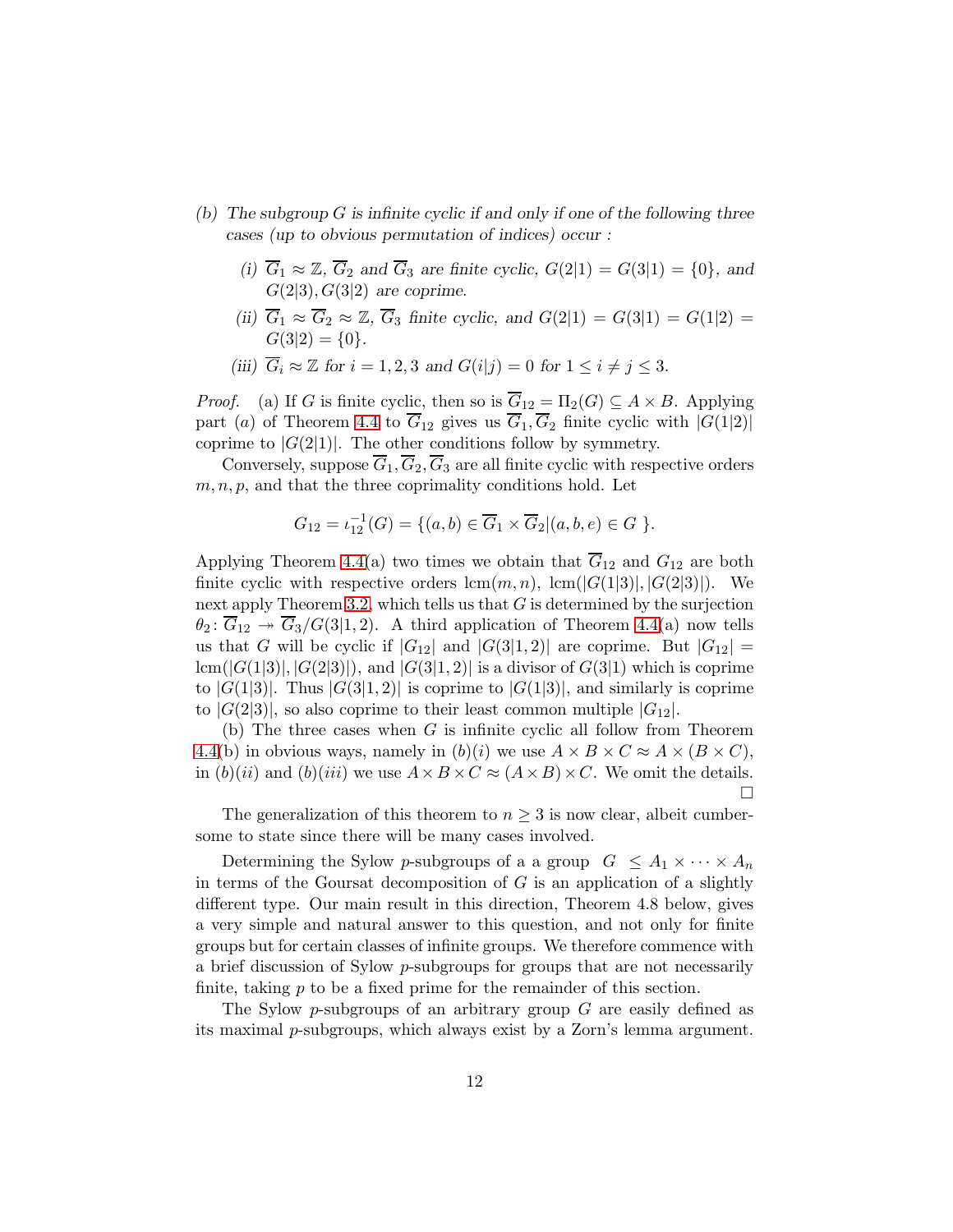*(b) The subgroup $G$ is infinite cyclic if and only if one of the following three cases (up to obvious permutation of indices) occur :*

*(i) $\overline{G}_1 \approx \mathbb{Z}$, $\overline{G}_2$ and $\overline{G}_3$ are finite cyclic, $G(2|1) = G(3|1) = \{0\}$, and $G(2|3), G(3|2)$ are coprime.*

*(ii) $\overline{G}_1 \approx \overline{G}_2 \approx \mathbb{Z}$, $\overline{G}_3$ finite cyclic, and $G(2|1) = G(3|1) = G(1|2) = G(3|2) = \{0\}$.*

*(iii) $\overline{G}_i \approx \mathbb{Z}$ for $i = 1, 2, 3$ and $G(i|j) = 0$ for $1 \leq i \neq j \leq 3$.*

*Proof.* (a) If $G$ is finite cyclic, then so is $\overline{G}_{12} = \Pi_2(G) \subseteq A \times B$. Applying part $(a)$ of Theorem 4.4 to $\overline{G}_{12}$ gives us $\overline{G}_1, \overline{G}_2$ finite cyclic with $|G(1|2)|$ coprime to $|G(2|1)|$. The other conditions follow by symmetry.

Conversely, suppose $\overline{G}_1, \overline{G}_2, \overline{G}_3$ are all finite cyclic with respective orders $m, n, p$, and that the three coprimality conditions hold. Let

$$G_{12} = \iota_{12}^{-1}(G) = \{(a, b) \in \overline{G}_1 \times \overline{G}_2 | (a, b, e) \in G\ \}.$$

Applying Theorem 4.4(a) two times we obtain that $\overline{G}_{12}$ and $G_{12}$ are both finite cyclic with respective orders $\mathrm{lcm}(m, n)$, $\mathrm{lcm}(|G(1|3)|, |G(2|3)|)$. We next apply Theorem 3.2, which tells us that $G$ is determined by the surjection $\theta_2 \colon \overline{G}_{12} \twoheadrightarrow \overline{G}_3 / G(3|1, 2)$. A third application of Theorem 4.4(a) now tells us that $G$ will be cyclic if $|G_{12}|$ and $|G(3|1, 2)|$ are coprime. But $|G_{12}| = \mathrm{lcm}(|G(1|3)|, |G(2|3)|)$, and $|G(3|1, 2)|$ is a divisor of $G(3|1)$ which is coprime to $|G(1|3)|$. Thus $|G(3|1, 2)|$ is coprime to $|G(1|3)|$, and similarly is coprime to $|G(2|3)|$, so also coprime to their least common multiple $|G_{12}|$.

(b) The three cases when $G$ is infinite cyclic all follow from Theorem 4.4(b) in obvious ways, namely in $(b)(i)$ we use $A \times B \times C \approx A \times (B \times C)$, in $(b)(ii)$ and $(b)(iii)$ we use $A \times B \times C \approx (A \times B) \times C$. We omit the details. □

The generalization of this theorem to $n \geq 3$ is now clear, albeit cumbersome to state since there will be many cases involved.

Determining the Sylow $p$-subgroups of a a group $G \leq A_1 \times \cdots \times A_n$ in terms of the Goursat decomposition of $G$ is an application of a slightly different type. Our main result in this direction, Theorem 4.8 below, gives a very simple and natural answer to this question, and not only for finite groups but for certain classes of infinite groups. We therefore commence with a brief discussion of Sylow $p$-subgroups for groups that are not necessarily finite, taking $p$ to be a fixed prime for the remainder of this section.

The Sylow $p$-subgroups of an arbitrary group $G$ are easily defined as its maximal $p$-subgroups, which always exist by a Zorn's lemma argument.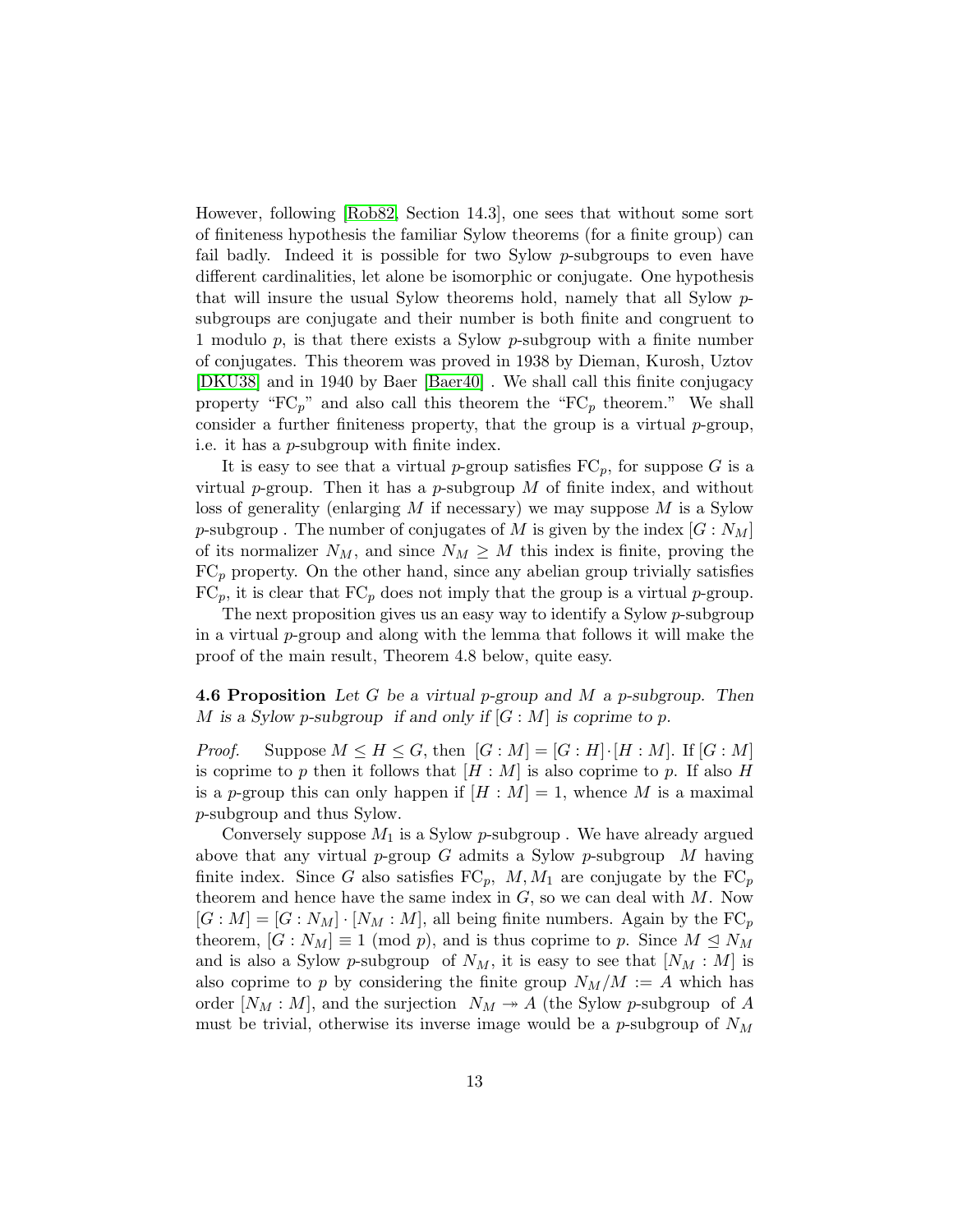However, following [Rob82, Section 14.3], one sees that without some sort of finiteness hypothesis the familiar Sylow theorems (for a finite group) can fail badly. Indeed it is possible for two Sylow $p$-subgroups to even have different cardinalities, let alone be isomorphic or conjugate. One hypothesis that will insure the usual Sylow theorems hold, namely that all Sylow $p$-subgroups are conjugate and their number is both finite and congruent to 1 modulo $p$, is that there exists a Sylow $p$-subgroup with a finite number of conjugates. This theorem was proved in 1938 by Dieman, Kurosh, Uztov [DKU38] and in 1940 by Baer [Baer40] . We shall call this finite conjugacy property "$\mathrm{FC}_p$" and also call this theorem the "$\mathrm{FC}_p$ theorem." We shall consider a further finiteness property, that the group is a virtual $p$-group, i.e. it has a $p$-subgroup with finite index.

It is easy to see that a virtual $p$-group satisfies $\mathrm{FC}_p$, for suppose $G$ is a virtual $p$-group. Then it has a $p$-subgroup $M$ of finite index, and without loss of generality (enlarging $M$ if necessary) we may suppose $M$ is a Sylow $p$-subgroup . The number of conjugates of $M$ is given by the index $[G : N_M]$ of its normalizer $N_M$, and since $N_M \geq M$ this index is finite, proving the $\mathrm{FC}_p$ property. On the other hand, since any abelian group trivially satisfies $\mathrm{FC}_p$, it is clear that $\mathrm{FC}_p$ does not imply that the group is a virtual $p$-group.

The next proposition gives us an easy way to identify a Sylow $p$-subgroup in a virtual $p$-group and along with the lemma that follows it will make the proof of the main result, Theorem 4.8 below, quite easy.

**4.6 Proposition** *Let $G$ be a virtual $p$-group and $M$ a $p$-subgroup. Then $M$ is a Sylow $p$-subgroup if and only if $[G : M]$ is coprime to $p$.*

*Proof.* Suppose $M \leq H \leq G$, then $[G : M] = [G : H] \cdot [H : M]$. If $[G : M]$ is coprime to $p$ then it follows that $[H : M]$ is also coprime to $p$. If also $H$ is a $p$-group this can only happen if $[H : M] = 1$, whence $M$ is a maximal $p$-subgroup and thus Sylow.

Conversely suppose $M_1$ is a Sylow $p$-subgroup . We have already argued above that any virtual $p$-group $G$ admits a Sylow $p$-subgroup $M$ having finite index. Since $G$ also satisfies $\mathrm{FC}_p$, $M, M_1$ are conjugate by the $\mathrm{FC}_p$ theorem and hence have the same index in $G$, so we can deal with $M$. Now $[G : M] = [G : N_M] \cdot [N_M : M]$, all being finite numbers. Again by the $\mathrm{FC}_p$ theorem, $[G : N_M] \equiv 1 \pmod p$, and is thus coprime to $p$. Since $M \trianglelefteq N_M$ and is also a Sylow $p$-subgroup of $N_M$, it is easy to see that $[N_M : M]$ is also coprime to $p$ by considering the finite group $N_M/M := A$ which has order $[N_M : M]$, and the surjection $N_M \twoheadrightarrow A$ (the Sylow $p$-subgroup of $A$ must be trivial, otherwise its inverse image would be a $p$-subgroup of $N_M$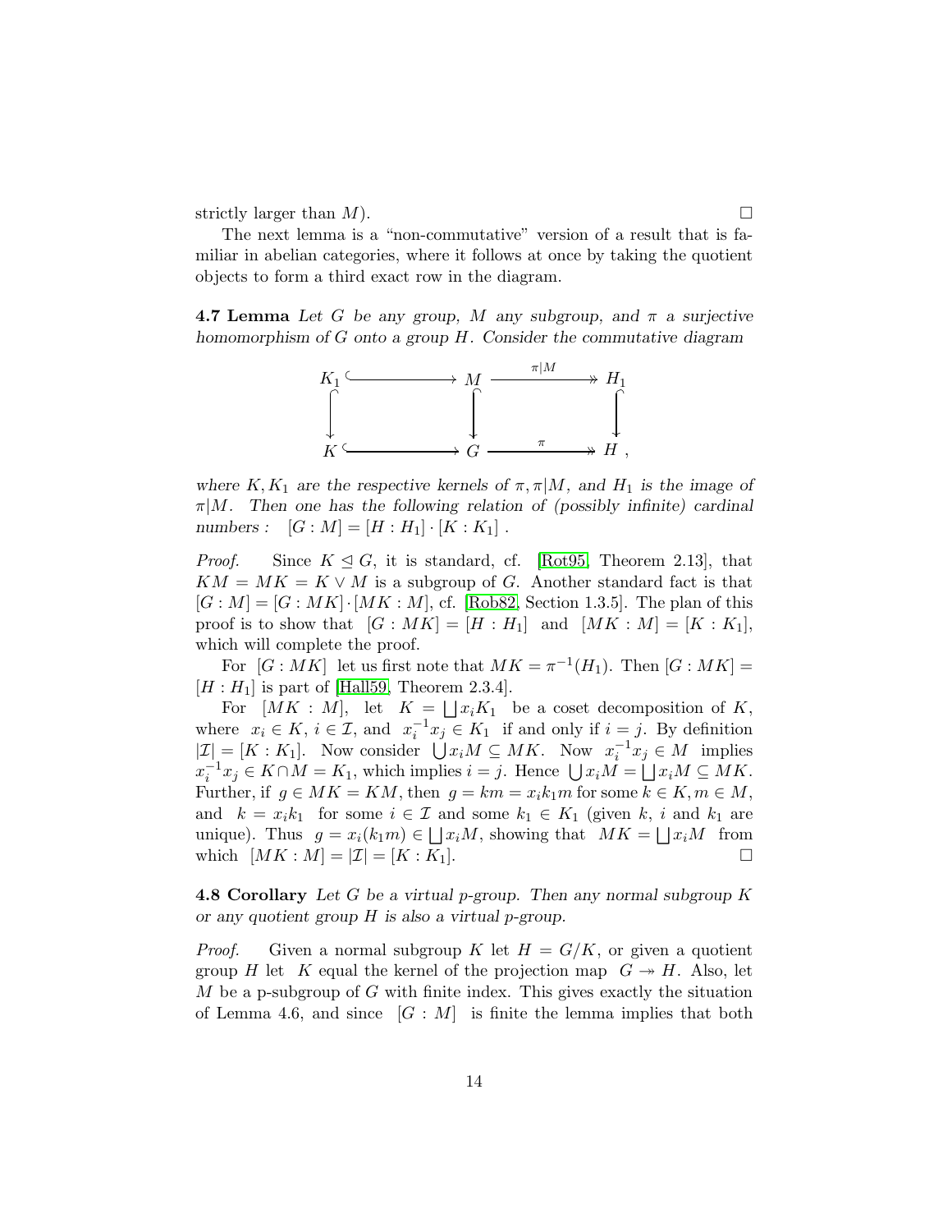strictly larger than $M$). $\square$

The next lemma is a "non-commutative" version of a result that is familiar in abelian categories, where it follows at once by taking the quotient objects to form a third exact row in the diagram.

**4.7 Lemma** *Let $G$ be any group, $M$ any subgroup, and $\pi$ a surjective homomorphism of $G$ onto a group $H$. Consider the commutative diagram*

$$\begin{array}{ccccc} K_1 & \hookrightarrow & M & \xrightarrow{\pi|M} & H_1 \\ \downarrow & & \downarrow & & \downarrow \\ K & \hookrightarrow & G & \xrightarrow{\pi} & H \end{array},$$

*where $K, K_1$ are the respective kernels of $\pi, \pi|M$, and $H_1$ is the image of $\pi|M$. Then one has the following relation of (possibly infinite) cardinal numbers :* $[G : M] = [H : H_1] \cdot [K : K_1]$ .

*Proof.* Since $K \trianglelefteq G$, it is standard, cf. [Rot95, Theorem 2.13], that $KM = MK = K \vee M$ is a subgroup of $G$. Another standard fact is that $[G : M] = [G : MK] \cdot [MK : M]$, cf. [Rob82, Section 1.3.5]. The plan of this proof is to show that $[G : MK] = [H : H_1]$ and $[MK : M] = [K : K_1]$, which will complete the proof.

For $[G : MK]$ let us first note that $MK = \pi^{-1}(H_1)$. Then $[G : MK] = [H : H_1]$ is part of [Hall59, Theorem 2.3.4].

For $[MK : M]$, let $K = \bigsqcup x_i K_1$ be a coset decomposition of $K$, where $x_i \in K$, $i \in \mathcal{I}$, and $x_i^{-1} x_j \in K_1$ if and only if $i = j$. By definition $|\mathcal{I}| = [K : K_1]$. Now consider $\bigcup x_i M \subseteq MK$. Now $x_i^{-1} x_j \in M$ implies $x_i^{-1} x_j \in K \cap M = K_1$, which implies $i = j$. Hence $\bigcup x_i M = \bigsqcup x_i M \subseteq MK$. Further, if $g \in MK = KM$, then $g = km = x_i k_1 m$ for some $k \in K, m \in M$, and $k = x_i k_1$ for some $i \in \mathcal{I}$ and some $k_1 \in K_1$ (given $k$, $i$ and $k_1$ are unique). Thus $g = x_i(k_1 m) \in \bigsqcup x_i M$, showing that $MK = \bigsqcup x_i M$ from which $[MK : M] = |\mathcal{I}| = [K : K_1]$. $\square$

**4.8 Corollary** *Let $G$ be a virtual p-group. Then any normal subgroup $K$ or any quotient group $H$ is also a virtual p-group.*

*Proof.* Given a normal subgroup $K$ let $H = G/K$, or given a quotient group $H$ let $K$ equal the kernel of the projection map $G \twoheadrightarrow H$. Also, let $M$ be a p-subgroup of $G$ with finite index. This gives exactly the situation of Lemma 4.6, and since $[G : M]$ is finite the lemma implies that both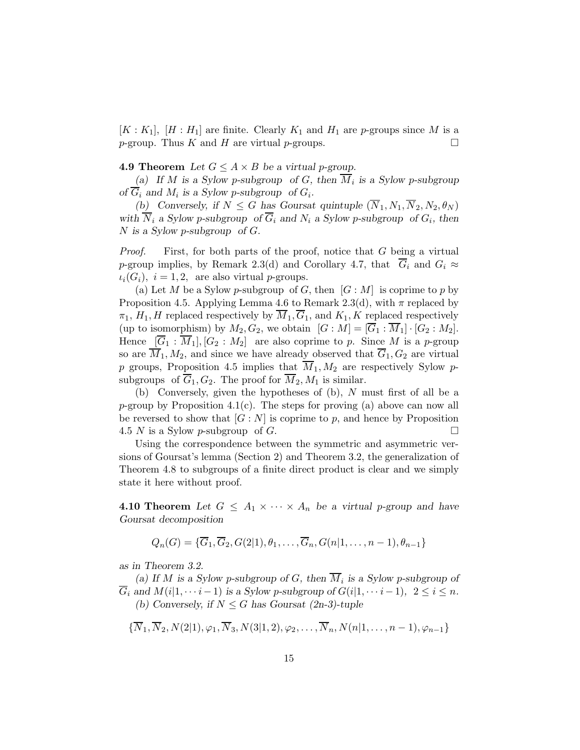$[K : K_1]$, $[H : H_1]$ are finite. Clearly $K_1$ and $H_1$ are $p$-groups since $M$ is a $p$-group. Thus $K$ and $H$ are virtual $p$-groups. □

**4.9 Theorem** *Let $G \leq A \times B$ be a virtual p-group.*

*(a) If $M$ is a Sylow p-subgroup of $G$, then $\overline{M}_i$ is a Sylow p-subgroup of $\overline{G}_i$ and $M_i$ is a Sylow p-subgroup of $G_i$.*

*(b) Conversely, if $N \leq G$ has Goursat quintuple $(\overline{N}_1, N_1, \overline{N}_2, N_2, \theta_N)$ with $\overline{N}_i$ a Sylow p-subgroup of $\overline{G}_i$ and $N_i$ a Sylow p-subgroup of $G_i$, then $N$ is a Sylow p-subgroup of $G$.*

*Proof.* First, for both parts of the proof, notice that $G$ being a virtual $p$-group implies, by Remark 2.3(d) and Corollary 4.7, that $\overline{G}_i$ and $G_i \approx \iota_i(G_i)$, $i = 1, 2$, are also virtual $p$-groups.

(a) Let $M$ be a Sylow $p$-subgroup of $G$, then $[G : M]$ is coprime to $p$ by Proposition 4.5. Applying Lemma 4.6 to Remark 2.3(d), with $\pi$ replaced by $\pi_1$, $H_1, H$ replaced respectively by $\overline{M}_1, \overline{G}_1$, and $K_1, K$ replaced respectively (up to isomorphism) by $M_2, G_2$, we obtain $[G : M] = [\overline{G}_1 : \overline{M}_1] \cdot [G_2 : M_2]$. Hence $[\overline{G}_1 : \overline{M}_1], [G_2 : M_2]$ are also coprime to $p$. Since $M$ is a $p$-group so are $\overline{M}_1, M_2$, and since we have already observed that $\overline{G}_1, G_2$ are virtual $p$ groups, Proposition 4.5 implies that $\overline{M}_1, M_2$ are respectively Sylow $p$-subgroups of $\overline{G}_1, G_2$. The proof for $\overline{M}_2, M_1$ is similar.

(b) Conversely, given the hypotheses of (b), $N$ must first of all be a $p$-group by Proposition 4.1(c). The steps for proving (a) above can now all be reversed to show that $[G : N]$ is coprime to $p$, and hence by Proposition 4.5 $N$ is a Sylow $p$-subgroup of $G$. □

Using the correspondence between the symmetric and asymmetric versions of Goursat's lemma (Section 2) and Theorem 3.2, the generalization of Theorem 4.8 to subgroups of a finite direct product is clear and we simply state it here without proof.

**4.10 Theorem** *Let $G \leq A_1 \times \cdots \times A_n$ be a virtual p-group and have Goursat decomposition*

$$Q_n(G) = \{\overline{G}_1, \overline{G}_2, G(2|1), \theta_1, \ldots, \overline{G}_n, G(n|1, \ldots, n-1), \theta_{n-1}\}$$

*as in Theorem 3.2.*

*(a) If $M$ is a Sylow p-subgroup of $G$, then $\overline{M}_i$ is a Sylow p-subgroup of $\overline{G}_i$ and $M(i|1, \cdots i-1)$ is a Sylow p-subgroup of $G(i|1, \cdots i-1)$, $2 \leq i \leq n$.*

*(b) Conversely, if $N \leq G$ has Goursat (2n-3)-tuple*

$$\{\overline{N}_1, \overline{N}_2, N(2|1), \varphi_1, \overline{N}_3, N(3|1,2), \varphi_2, \ldots, \overline{N}_n, N(n|1, \ldots, n-1), \varphi_{n-1}\}$$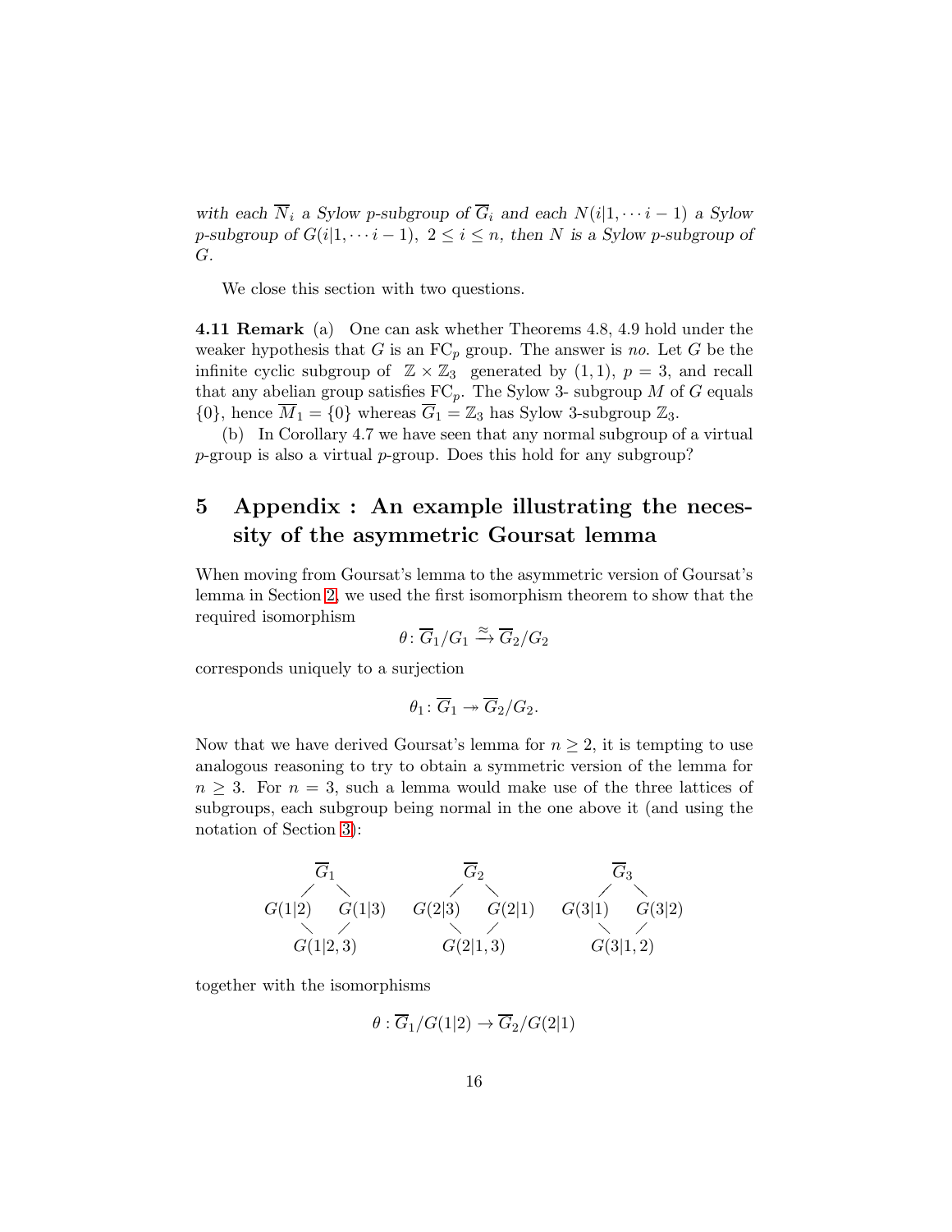*with each $\overline{N}_i$ a Sylow p-subgroup of $\overline{G}_i$ and each $N(i|1,\cdots i-1)$ a Sylow p-subgroup of $G(i|1,\cdots i-1)$, $2 \leq i \leq n$, then $N$ is a Sylow p-subgroup of $G$.*

We close this section with two questions.

**4.11 Remark** (a) One can ask whether Theorems 4.8, 4.9 hold under the weaker hypothesis that $G$ is an $\mathrm{FC}_p$ group. The answer is *no*. Let $G$ be the infinite cyclic subgroup of $\mathbb{Z} \times \mathbb{Z}_3$ generated by $(1,1)$, $p = 3$, and recall that any abelian group satisfies $\mathrm{FC}_p$. The Sylow 3- subgroup $M$ of $G$ equals $\{0\}$, hence $\overline{M}_1 = \{0\}$ whereas $\overline{G}_1 = \mathbb{Z}_3$ has Sylow 3-subgroup $\mathbb{Z}_3$.

(b) In Corollary 4.7 we have seen that any normal subgroup of a virtual $p$-group is also a virtual $p$-group. Does this hold for any subgroup?

# 5 Appendix : An example illustrating the necessity of the asymmetric Goursat lemma

When moving from Goursat's lemma to the asymmetric version of Goursat's lemma in Section 2, we used the first isomorphism theorem to show that the required isomorphism

$$\theta \colon \overline{G}_1/G_1 \xrightarrow{\approx} \overline{G}_2/G_2$$

corresponds uniquely to a surjection

$$\theta_1 \colon \overline{G}_1 \twoheadrightarrow \overline{G}_2/G_2.$$

Now that we have derived Goursat's lemma for $n \geq 2$, it is tempting to use analogous reasoning to try to obtain a symmetric version of the lemma for $n \geq 3$. For $n = 3$, such a lemma would make use of the three lattices of subgroups, each subgroup being normal in the one above it (and using the notation of Section 3):

$$\begin{array}{ccc} & \overline{G}_1 & \\ \diagup & & \diagdown \\ G(1|2) & & G(1|3) \\ \diagdown & & \diagup \\ & G(1|2,3) & \end{array} \qquad \begin{array}{ccc} & \overline{G}_2 & \\ \diagup & & \diagdown \\ G(2|3) & & G(2|1) \\ \diagdown & & \diagup \\ & G(2|1,3) & \end{array} \qquad \begin{array}{ccc} & \overline{G}_3 & \\ \diagup & & \diagdown \\ G(3|1) & & G(3|2) \\ \diagdown & & \diagup \\ & G(3|1,2) & \end{array}$$

together with the isomorphisms

$$\theta : \overline{G}_1/G(1|2) \to \overline{G}_2/G(2|1)$$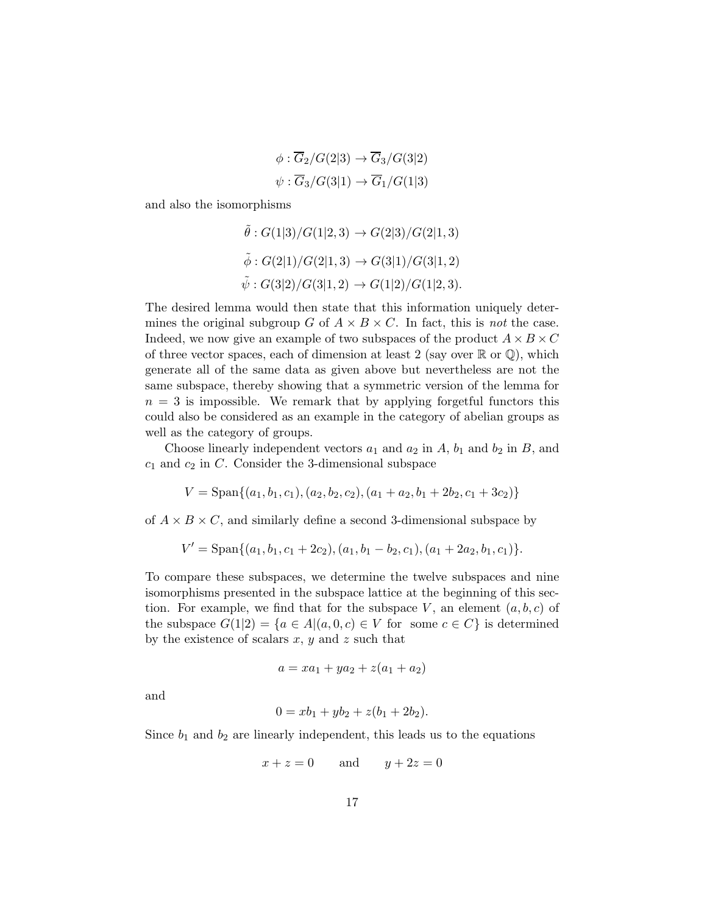$$\phi : \overline{G}_2/G(2|3) \to \overline{G}_3/G(3|2)$$
$$\psi : \overline{G}_3/G(3|1) \to \overline{G}_1/G(1|3)$$

and also the isomorphisms

$$\tilde{\theta} : G(1|3)/G(1|2,3) \to G(2|3)/G(2|1,3)$$
$$\tilde{\phi} : G(2|1)/G(2|1,3) \to G(3|1)/G(3|1,2)$$
$$\tilde{\psi} : G(3|2)/G(3|1,2) \to G(1|2)/G(1|2,3).$$

The desired lemma would then state that this information uniquely determines the original subgroup $G$ of $A \times B \times C$. In fact, this is *not* the case. Indeed, we now give an example of two subspaces of the product $A \times B \times C$ of three vector spaces, each of dimension at least 2 (say over $\mathbb{R}$ or $\mathbb{Q}$), which generate all of the same data as given above but nevertheless are not the same subspace, thereby showing that a symmetric version of the lemma for $n = 3$ is impossible. We remark that by applying forgetful functors this could also be considered as an example in the category of abelian groups as well as the category of groups.

Choose linearly independent vectors $a_1$ and $a_2$ in $A$, $b_1$ and $b_2$ in $B$, and $c_1$ and $c_2$ in $C$. Consider the 3-dimensional subspace

$$V = \text{Span}\{(a_1, b_1, c_1), (a_2, b_2, c_2), (a_1 + a_2, b_1 + 2b_2, c_1 + 3c_2)\}$$

of $A \times B \times C$, and similarly define a second 3-dimensional subspace by

$$V' = \text{Span}\{(a_1, b_1, c_1 + 2c_2), (a_1, b_1 - b_2, c_1), (a_1 + 2a_2, b_1, c_1)\}.$$

To compare these subspaces, we determine the twelve subspaces and nine isomorphisms presented in the subspace lattice at the beginning of this section. For example, we find that for the subspace $V$, an element $(a, b, c)$ of the subspace $G(1|2) = \{a \in A | (a, 0, c) \in V \text{ for some } c \in C\}$ is determined by the existence of scalars $x$, $y$ and $z$ such that

$$a = xa_1 + ya_2 + z(a_1 + a_2)$$

and

$$0 = xb_1 + yb_2 + z(b_1 + 2b_2).$$

Since $b_1$ and $b_2$ are linearly independent, this leads us to the equations

$$x + z = 0 \qquad \text{and} \qquad y + 2z = 0$$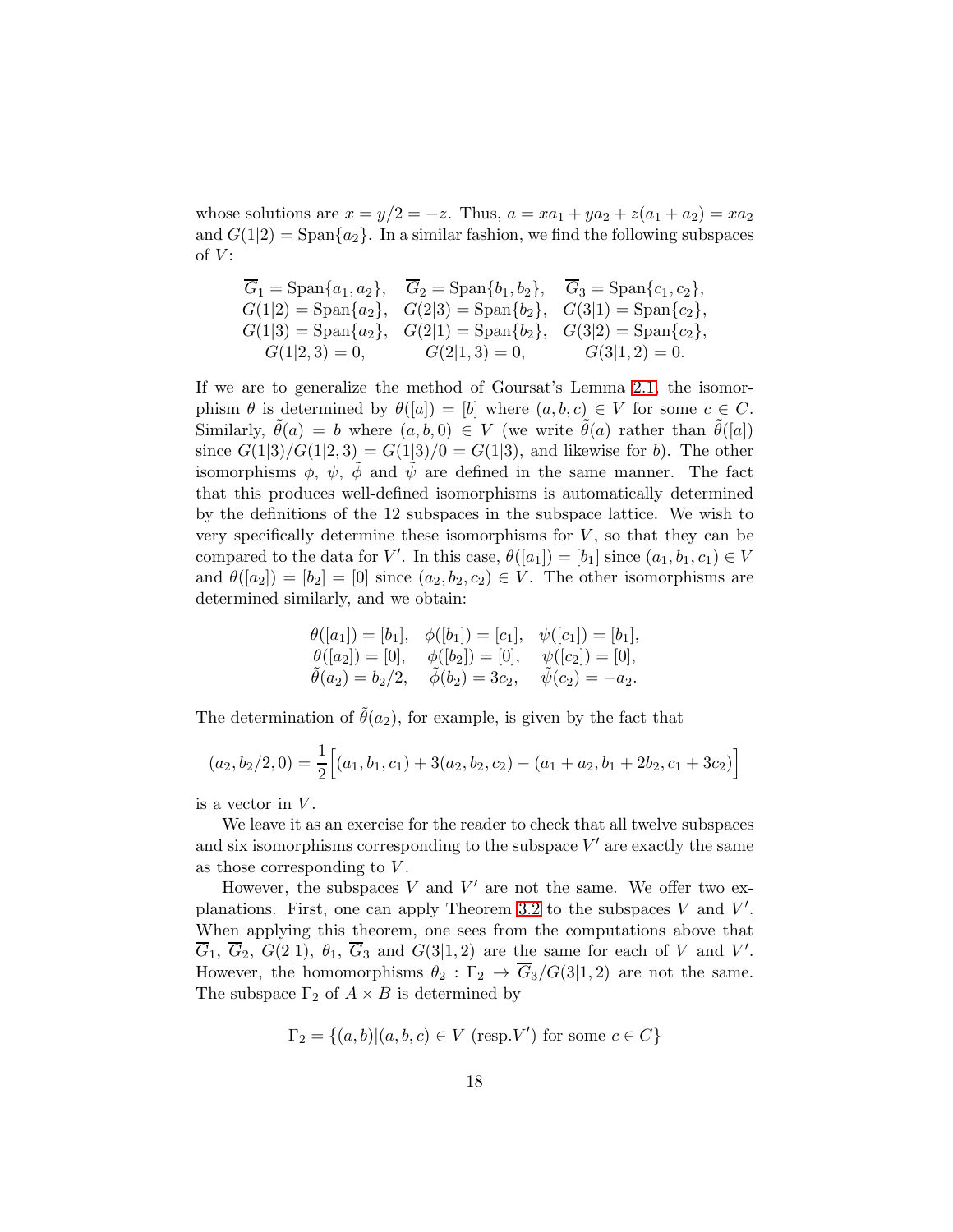whose solutions are $x = y/2 = -z$. Thus, $a = xa_1 + ya_2 + z(a_1 + a_2) = xa_2$ and $G(1|2) = \text{Span}\{a_2\}$. In a similar fashion, we find the following subspaces of $V$:

$$
\begin{array}{lll}
\overline{G}_1 = \text{Span}\{a_1, a_2\}, & \overline{G}_2 = \text{Span}\{b_1, b_2\}, & \overline{G}_3 = \text{Span}\{c_1, c_2\}, \\
G(1|2) = \text{Span}\{a_2\}, & G(2|3) = \text{Span}\{b_2\}, & G(3|1) = \text{Span}\{c_2\}, \\
G(1|3) = \text{Span}\{a_2\}, & G(2|1) = \text{Span}\{b_2\}, & G(3|2) = \text{Span}\{c_2\}, \\
G(1|2,3) = 0, & G(2|1,3) = 0, & G(3|1,2) = 0.
\end{array}
$$

If we are to generalize the method of Goursat's Lemma 2.1, the isomorphism $\theta$ is determined by $\theta([a]) = [b]$ where $(a, b, c) \in V$ for some $c \in C$. Similarly, $\tilde{\theta}(a) = b$ where $(a, b, 0) \in V$ (we write $\tilde{\theta}(a)$ rather than $\tilde{\theta}([a])$ since $G(1|3)/G(1|2,3) = G(1|3)/0 = G(1|3)$, and likewise for $b$). The other isomorphisms $\phi$, $\psi$, $\tilde{\phi}$ and $\tilde{\psi}$ are defined in the same manner. The fact that this produces well-defined isomorphisms is automatically determined by the definitions of the 12 subspaces in the subspace lattice. We wish to very specifically determine these isomorphisms for $V$, so that they can be compared to the data for $V'$. In this case, $\theta([a_1]) = [b_1]$ since $(a_1, b_1, c_1) \in V$ and $\theta([a_2]) = [b_2] = [0]$ since $(a_2, b_2, c_2) \in V$. The other isomorphisms are determined similarly, and we obtain:

$$
\begin{array}{lll}
\theta([a_1]) = [b_1], & \phi([b_1]) = [c_1], & \psi([c_1]) = [b_1], \\
\theta([a_2]) = [0], & \phi([b_2]) = [0], & \psi([c_2]) = [0], \\
\tilde{\theta}(a_2) = b_2/2, & \tilde{\phi}(b_2) = 3c_2, & \tilde{\psi}(c_2) = -a_2.
\end{array}
$$

The determination of $\tilde{\theta}(a_2)$, for example, is given by the fact that

$$
(a_2, b_2/2, 0) = \frac{1}{2}\Big[(a_1, b_1, c_1) + 3(a_2, b_2, c_2) - (a_1 + a_2, b_1 + 2b_2, c_1 + 3c_2)\Big]
$$

is a vector in $V$.

We leave it as an exercise for the reader to check that all twelve subspaces and six isomorphisms corresponding to the subspace $V'$ are exactly the same as those corresponding to $V$.

However, the subspaces $V$ and $V'$ are not the same. We offer two explanations. First, one can apply Theorem 3.2 to the subspaces $V$ and $V'$. When applying this theorem, one sees from the computations above that $\overline{G}_1$, $\overline{G}_2$, $G(2|1)$, $\theta_1$, $\overline{G}_3$ and $G(3|1,2)$ are the same for each of $V$ and $V'$. However, the homomorphisms $\theta_2 : \Gamma_2 \to \overline{G}_3/G(3|1,2)$ are not the same. The subspace $\Gamma_2$ of $A \times B$ is determined by

$$
\Gamma_2 = \{(a, b) | (a, b, c) \in V \text{ (resp.} V') \text{ for some } c \in C\}
$$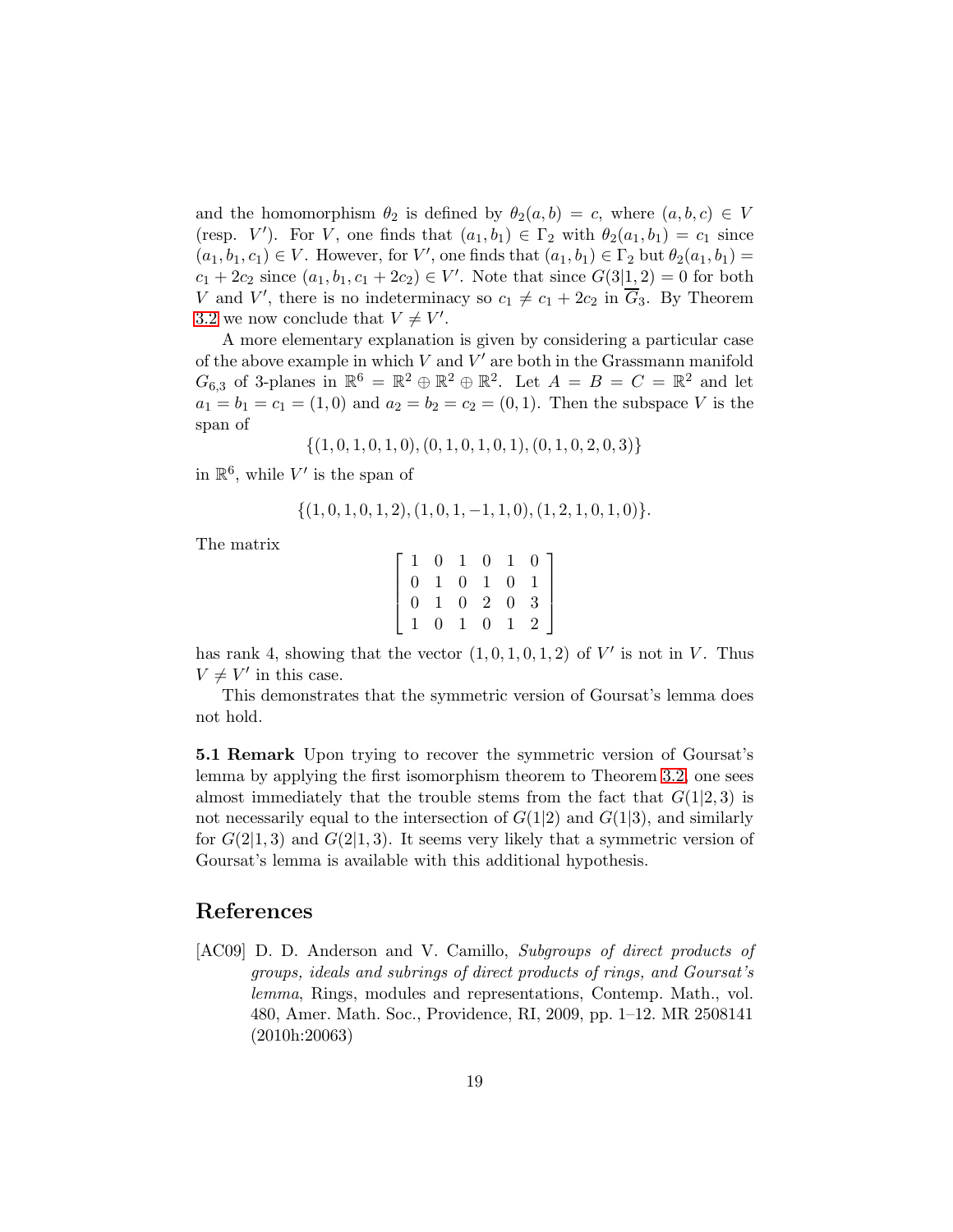and the homomorphism $\theta_2$ is defined by $\theta_2(a, b) = c$, where $(a, b, c) \in V$ (resp. $V'$). For $V$, one finds that $(a_1, b_1) \in \Gamma_2$ with $\theta_2(a_1, b_1) = c_1$ since $(a_1, b_1, c_1) \in V$. However, for $V'$, one finds that $(a_1, b_1) \in \Gamma_2$ but $\theta_2(a_1, b_1) = c_1 + 2c_2$ since $(a_1, b_1, c_1 + 2c_2) \in V'$. Note that since $G(3|\underline{1}, 2) = 0$ for both $V$ and $V'$, there is no indeterminacy so $c_1 \neq c_1 + 2c_2$ in $\overline{G}_3$. By Theorem 3.2 we now conclude that $V \neq V'$.

A more elementary explanation is given by considering a particular case of the above example in which $V$ and $V'$ are both in the Grassmann manifold $G_{6,3}$ of 3-planes in $\mathbb{R}^6 = \mathbb{R}^2 \oplus \mathbb{R}^2 \oplus \mathbb{R}^2$. Let $A = B = C = \mathbb{R}^2$ and let $a_1 = b_1 = c_1 = (1, 0)$ and $a_2 = b_2 = c_2 = (0, 1)$. Then the subspace $V$ is the span of

$$\{(1, 0, 1, 0, 1, 0), (0, 1, 0, 1, 0, 1), (0, 1, 0, 2, 0, 3)\}$$

in $\mathbb{R}^6$, while $V'$ is the span of

$$\{(1, 0, 1, 0, 1, 2), (1, 0, 1, -1, 1, 0), (1, 2, 1, 0, 1, 0)\}.$$

The matrix

$$\begin{bmatrix} 1 & 0 & 1 & 0 & 1 & 0 \\ 0 & 1 & 0 & 1 & 0 & 1 \\ 0 & 1 & 0 & 2 & 0 & 3 \\ 1 & 0 & 1 & 0 & 1 & 2 \end{bmatrix}$$

has rank 4, showing that the vector $(1, 0, 1, 0, 1, 2)$ of $V'$ is not in $V$. Thus $V \neq V'$ in this case.

This demonstrates that the symmetric version of Goursat's lemma does not hold.

**5.1 Remark** Upon trying to recover the symmetric version of Goursat's lemma by applying the first isomorphism theorem to Theorem 3.2, one sees almost immediately that the trouble stems from the fact that $G(1|2, 3)$ is not necessarily equal to the intersection of $G(1|2)$ and $G(1|3)$, and similarly for $G(2|1, 3)$ and $G(2|1, 3)$. It seems very likely that a symmetric version of Goursat's lemma is available with this additional hypothesis.

## References

[AC09] D. D. Anderson and V. Camillo, *Subgroups of direct products of groups, ideals and subrings of direct products of rings, and Goursat's lemma*, Rings, modules and representations, Contemp. Math., vol. 480, Amer. Math. Soc., Providence, RI, 2009, pp. 1–12. MR 2508141 (2010h:20063)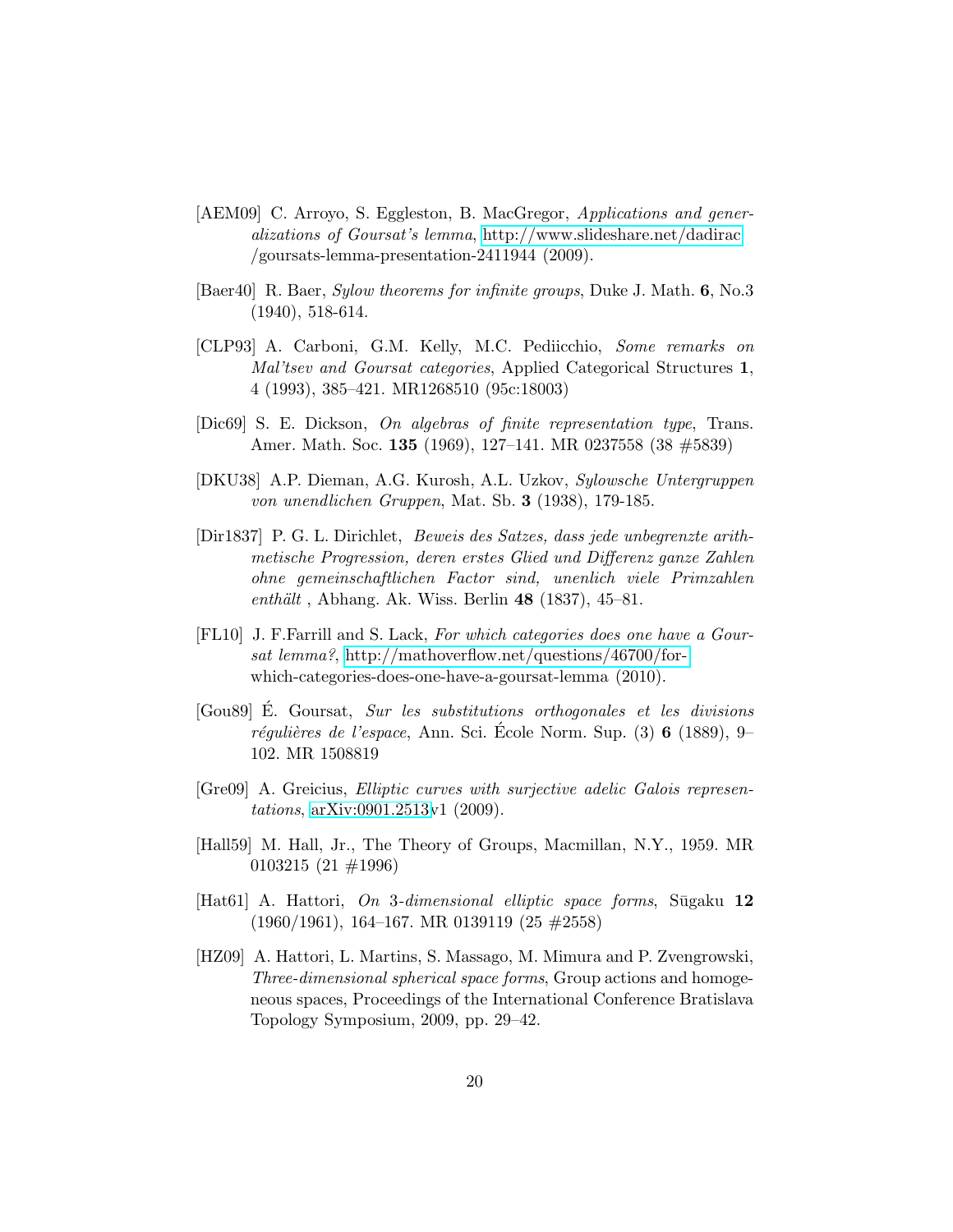[AEM09] C. Arroyo, S. Eggleston, B. MacGregor, *Applications and generalizations of Goursat's lemma*, http://www.slideshare.net/dadirac/goursats-lemma-presentation-2411944 (2009).

[Baer40] R. Baer, *Sylow theorems for infinite groups*, Duke J. Math. **6**, No.3 (1940), 518-614.

[CLP93] A. Carboni, G.M. Kelly, M.C. Pediicchio, *Some remarks on Mal'tsev and Goursat categories*, Applied Categorical Structures **1**, 4 (1993), 385–421. MR1268510 (95c:18003)

[Dic69] S. E. Dickson, *On algebras of finite representation type*, Trans. Amer. Math. Soc. **135** (1969), 127–141. MR 0237558 (38 #5839)

[DKU38] A.P. Dieman, A.G. Kurosh, A.L. Uzkov, *Sylowsche Untergruppen von unendlichen Gruppen*, Mat. Sb. **3** (1938), 179-185.

[Dir1837] P. G. L. Dirichlet, *Beweis des Satzes, dass jede unbegrenzte arithmetische Progression, deren erstes Glied und Differenz ganze Zahlen ohne gemeinschaftlichen Factor sind, unenlich viele Primzahlen enthält* , Abhang. Ak. Wiss. Berlin **48** (1837), 45–81.

[FL10] J. F.Farrill and S. Lack, *For which categories does one have a Goursat lemma?*, http://mathoverflow.net/questions/46700/for-which-categories-does-one-have-a-goursat-lemma (2010).

[Gou89] É. Goursat, *Sur les substitutions orthogonales et les divisions régulières de l'espace*, Ann. Sci. École Norm. Sup. (3) **6** (1889), 9–102. MR 1508819

[Gre09] A. Greicius, *Elliptic curves with surjective adelic Galois representations*, arXiv:0901.2513v1 (2009).

[Hall59] M. Hall, Jr., The Theory of Groups, Macmillan, N.Y., 1959. MR 0103215 (21 #1996)

[Hat61] A. Hattori, *On 3-dimensional elliptic space forms*, Sūgaku **12** (1960/1961), 164–167. MR 0139119 (25 #2558)

[HZ09] A. Hattori, L. Martins, S. Massago, M. Mimura and P. Zvengrowski, *Three-dimensional spherical space forms*, Group actions and homogeneous spaces, Proceedings of the International Conference Bratislava Topology Symposium, 2009, pp. 29–42.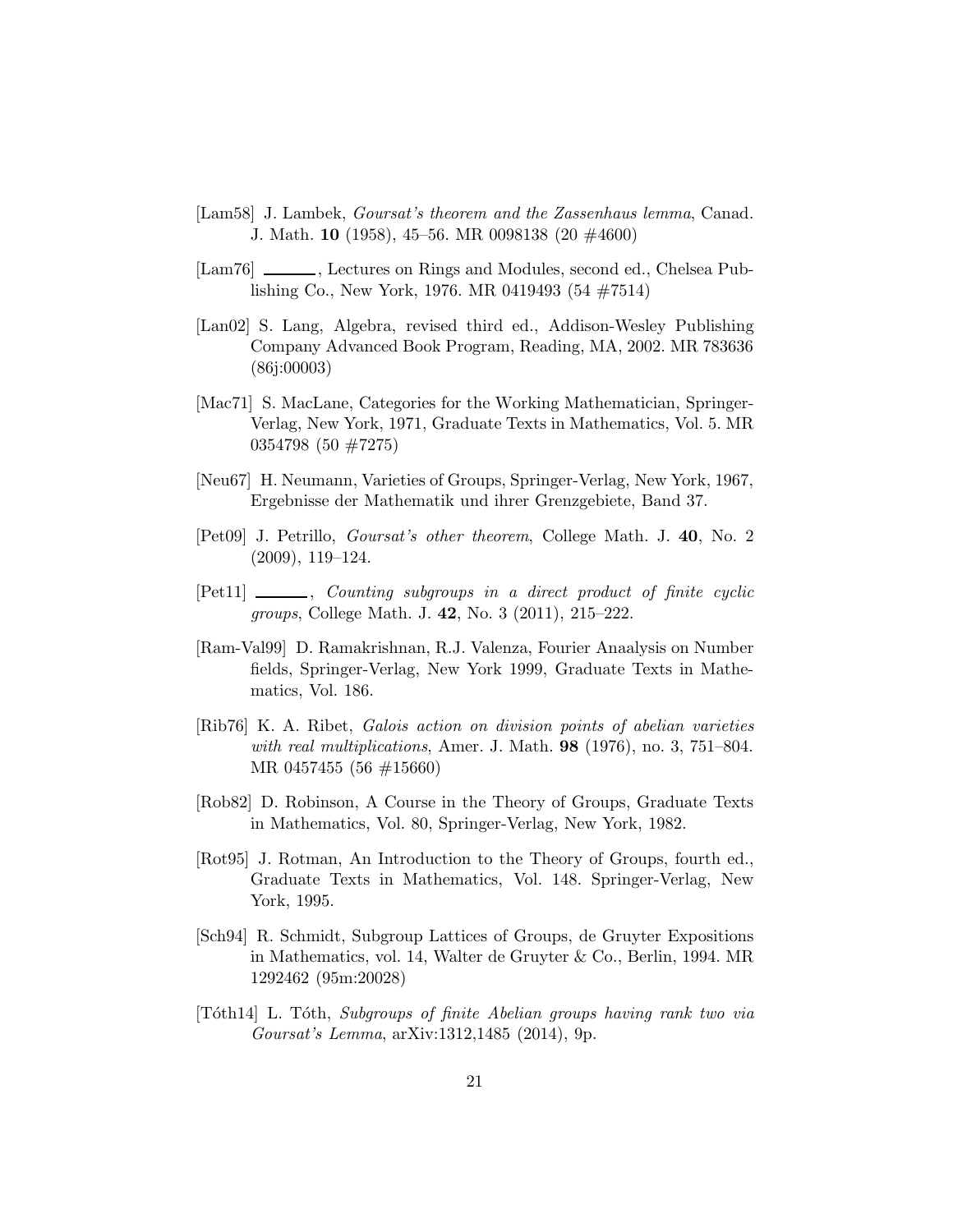[Lam58] J. Lambek, *Goursat's theorem and the Zassenhaus lemma*, Canad. J. Math. **10** (1958), 45–56. MR 0098138 (20 #4600)

[Lam76] ______, Lectures on Rings and Modules, second ed., Chelsea Publishing Co., New York, 1976. MR 0419493 (54 #7514)

[Lan02] S. Lang, Algebra, revised third ed., Addison-Wesley Publishing Company Advanced Book Program, Reading, MA, 2002. MR 783636 (86j:00003)

[Mac71] S. MacLane, Categories for the Working Mathematician, Springer-Verlag, New York, 1971, Graduate Texts in Mathematics, Vol. 5. MR 0354798 (50 #7275)

[Neu67] H. Neumann, Varieties of Groups, Springer-Verlag, New York, 1967, Ergebnisse der Mathematik und ihrer Grenzgebiete, Band 37.

[Pet09] J. Petrillo, *Goursat's other theorem*, College Math. J. **40**, No. 2 (2009), 119–124.

[Pet11] ______, *Counting subgroups in a direct product of finite cyclic groups*, College Math. J. **42**, No. 3 (2011), 215–222.

[Ram-Val99] D. Ramakrishnan, R.J. Valenza, Fourier Anaalysis on Number fields, Springer-Verlag, New York 1999, Graduate Texts in Mathematics, Vol. 186.

[Rib76] K. A. Ribet, *Galois action on division points of abelian varieties with real multiplications*, Amer. J. Math. **98** (1976), no. 3, 751–804. MR 0457455 (56 #15660)

[Rob82] D. Robinson, A Course in the Theory of Groups, Graduate Texts in Mathematics, Vol. 80, Springer-Verlag, New York, 1982.

[Rot95] J. Rotman, An Introduction to the Theory of Groups, fourth ed., Graduate Texts in Mathematics, Vol. 148. Springer-Verlag, New York, 1995.

[Sch94] R. Schmidt, Subgroup Lattices of Groups, de Gruyter Expositions in Mathematics, vol. 14, Walter de Gruyter & Co., Berlin, 1994. MR 1292462 (95m:20028)

[Tóth14] L. Tóth, *Subgroups of finite Abelian groups having rank two via Goursat's Lemma*, arXiv:1312,1485 (2014), 9p.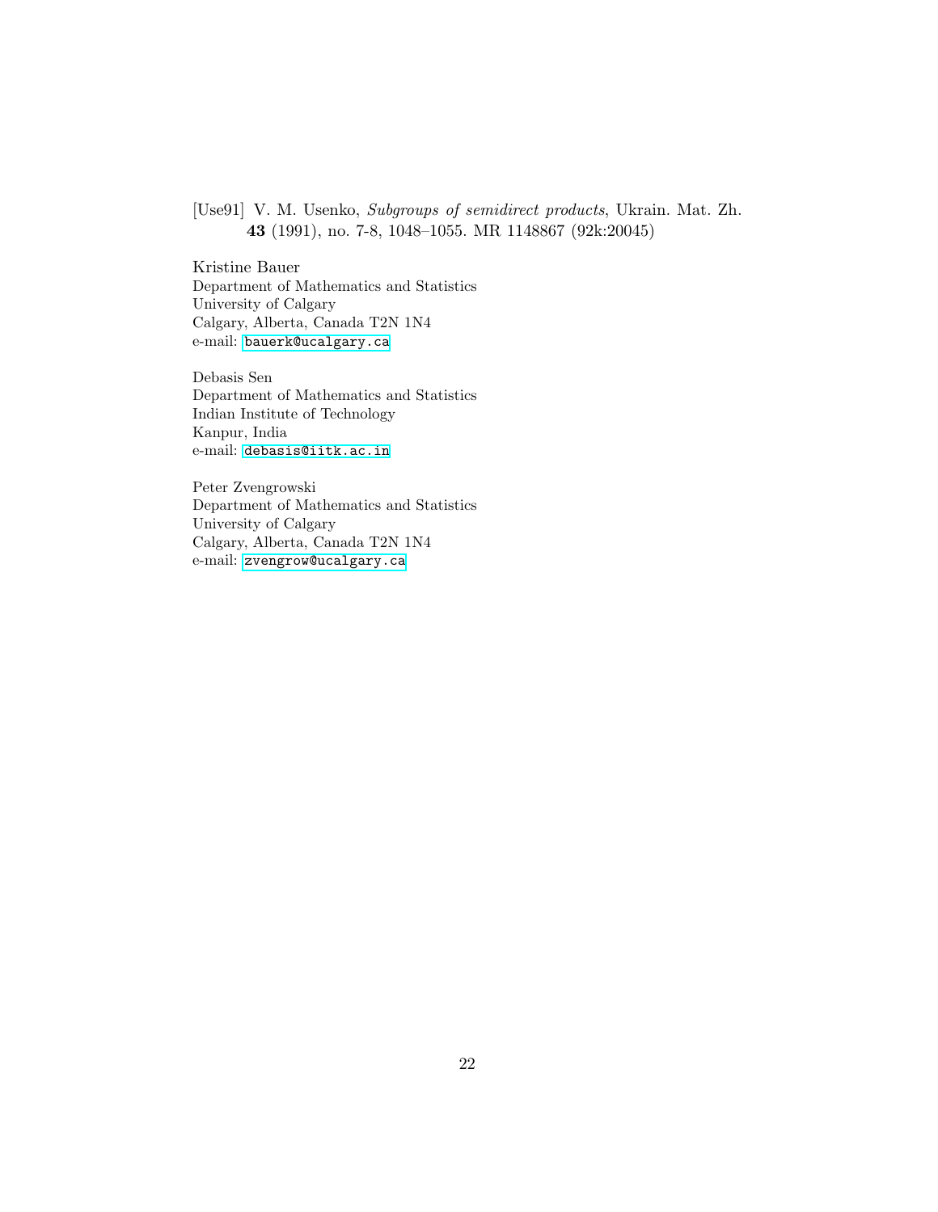[Use91] V. M. Usenko, *Subgroups of semidirect products*, Ukrain. Mat. Zh. **43** (1991), no. 7-8, 1048–1055. MR 1148867 (92k:20045)

Kristine Bauer
Department of Mathematics and Statistics
University of Calgary
Calgary, Alberta, Canada T2N 1N4
e-mail: bauerk@ucalgary.ca

Debasis Sen
Department of Mathematics and Statistics
Indian Institute of Technology
Kanpur, India
e-mail: debasis@iitk.ac.in

Peter Zvengrowski
Department of Mathematics and Statistics
University of Calgary
Calgary, Alberta, Canada T2N 1N4
e-mail: zvengrow@ucalgary.ca